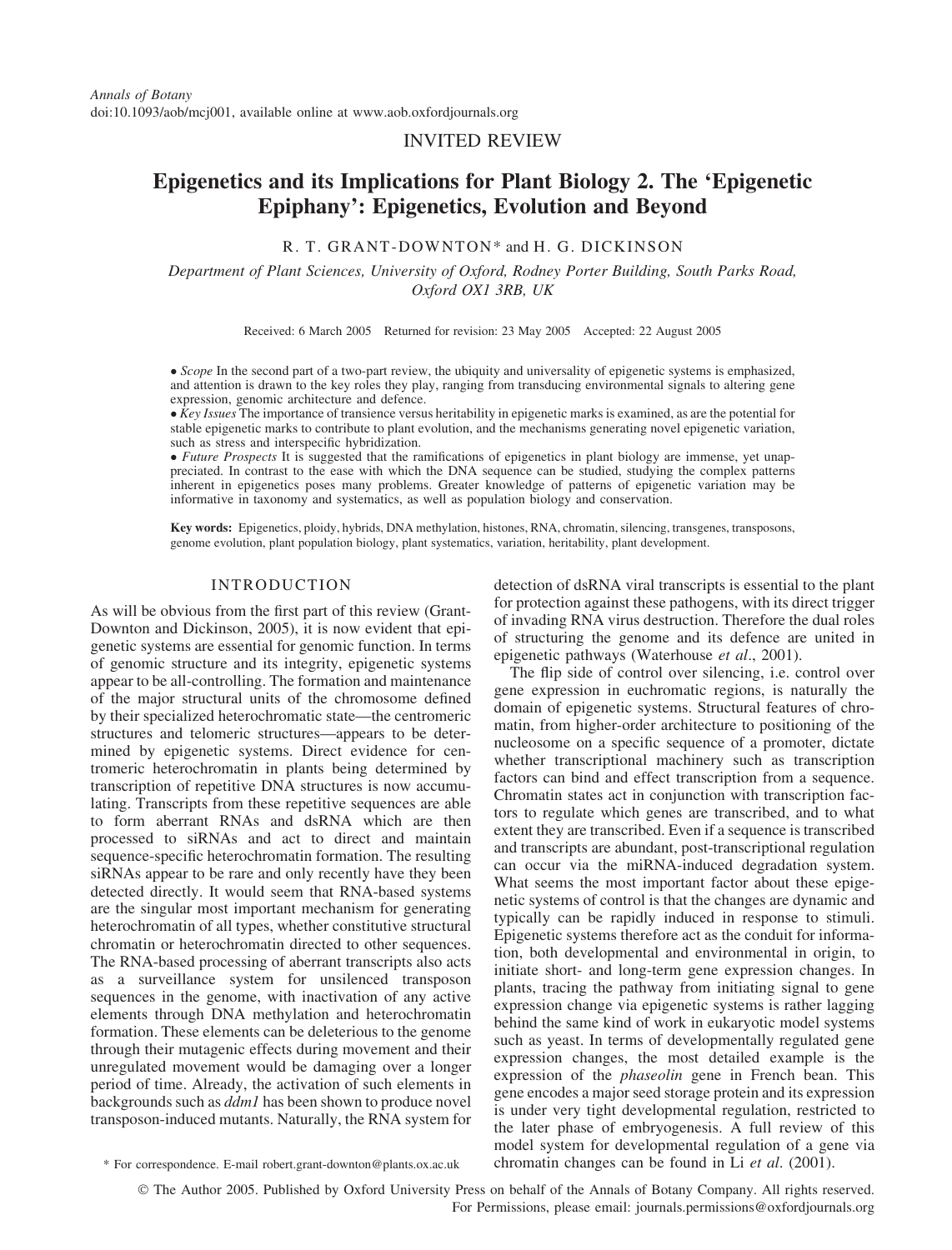*Annals of Botany*
doi:10.1093/aob/mcj001, available online at www.aob.oxfordjournals.org

INVITED REVIEW

# Epigenetics and its Implications for Plant Biology 2. The 'Epigenetic Epiphany': Epigenetics, Evolution and Beyond

R. T. GRANT-DOWNTON* and H. G. DICKINSON

*Department of Plant Sciences, University of Oxford, Rodney Porter Building, South Parks Road, Oxford OX1 3RB, UK*

Received: 6 March 2005 Returned for revision: 23 May 2005 Accepted: 22 August 2005

- *Scope* In the second part of a two-part review, the ubiquity and universality of epigenetic systems is emphasized, and attention is drawn to the key roles they play, ranging from transducing environmental signals to altering gene expression, genomic architecture and defence.
- *Key Issues* The importance of transience versus heritability in epigenetic marks is examined, as are the potential for stable epigenetic marks to contribute to plant evolution, and the mechanisms generating novel epigenetic variation, such as stress and interspecific hybridization.
- *Future Prospects* It is suggested that the ramifications of epigenetics in plant biology are immense, yet unappreciated. In contrast to the ease with which the DNA sequence can be studied, studying the complex patterns inherent in epigenetics poses many problems. Greater knowledge of patterns of epigenetic variation may be informative in taxonomy and systematics, as well as population biology and conservation.

**Key words:** Epigenetics, ploidy, hybrids, DNA methylation, histones, RNA, chromatin, silencing, transgenes, transposons, genome evolution, plant population biology, plant systematics, variation, heritability, plant development.

## INTRODUCTION

As will be obvious from the first part of this review (Grant-Downton and Dickinson, 2005), it is now evident that epigenetic systems are essential for genomic function. In terms of genomic structure and its integrity, epigenetic systems appear to be all-controlling. The formation and maintenance of the major structural units of the chromosome defined by their specialized heterochromatic state—the centromeric structures and telomeric structures—appears to be determined by epigenetic systems. Direct evidence for centromeric heterochromatin in plants being determined by transcription of repetitive DNA structures is now accumulating. Transcripts from these repetitive sequences are able to form aberrant RNAs and dsRNA which are then processed to siRNAs and act to direct and maintain sequence-specific heterochromatin formation. The resulting siRNAs appear to be rare and only recently have they been detected directly. It would seem that RNA-based systems are the singular most important mechanism for generating heterochromatin of all types, whether constitutive structural chromatin or heterochromatin directed to other sequences. The RNA-based processing of aberrant transcripts also acts as a surveillance system for unsilenced transposon sequences in the genome, with inactivation of any active elements through DNA methylation and heterochromatin formation. These elements can be deleterious to the genome through their mutagenic effects during movement and their unregulated movement would be damaging over a longer period of time. Already, the activation of such elements in backgrounds such as *ddm1* has been shown to produce novel transposon-induced mutants. Naturally, the RNA system for detection of dsRNA viral transcripts is essential to the plant for protection against these pathogens, with its direct trigger of invading RNA virus destruction. Therefore the dual roles of structuring the genome and its defence are united in epigenetic pathways (Waterhouse *et al*., 2001).

The flip side of control over silencing, i.e. control over gene expression in euchromatic regions, is naturally the domain of epigenetic systems. Structural features of chromatin, from higher-order architecture to positioning of the nucleosome on a specific sequence of a promoter, dictate whether transcriptional machinery such as transcription factors can bind and effect transcription from a sequence. Chromatin states act in conjunction with transcription factors to regulate which genes are transcribed, and to what extent they are transcribed. Even if a sequence is transcribed and transcripts are abundant, post-transcriptional regulation can occur via the miRNA-induced degradation system. What seems the most important factor about these epigenetic systems of control is that the changes are dynamic and typically can be rapidly induced in response to stimuli. Epigenetic systems therefore act as the conduit for information, both developmental and environmental in origin, to initiate short- and long-term gene expression changes. In plants, tracing the pathway from initiating signal to gene expression change via epigenetic systems is rather lagging behind the same kind of work in eukaryotic model systems such as yeast. In terms of developmentally regulated gene expression changes, the most detailed example is the expression of the *phaseolin* gene in French bean. This gene encodes a major seed storage protein and its expression is under very tight developmental regulation, restricted to the later phase of embryogenesis. A full review of this model system for developmental regulation of a gene via chromatin changes can be found in Li *et al*. (2001).

* For correspondence. E-mail robert.grant-downton@plants.ox.ac.uk

© The Author 2005. Published by Oxford University Press on behalf of the Annals of Botany Company. All rights reserved. For Permissions, please email: journals.permissions@oxfordjournals.org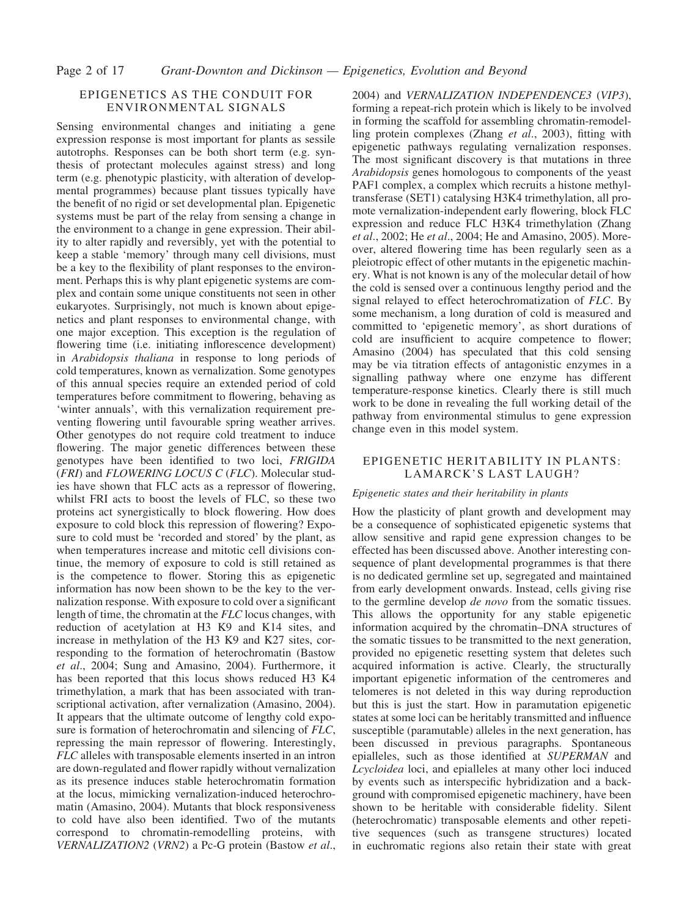## EPIGENETICS AS THE CONDUIT FOR ENVIRONMENTAL SIGNALS

Sensing environmental changes and initiating a gene expression response is most important for plants as sessile autotrophs. Responses can be both short term (e.g. synthesis of protectant molecules against stress) and long term (e.g. phenotypic plasticity, with alteration of developmental programmes) because plant tissues typically have the benefit of no rigid or set developmental plan. Epigenetic systems must be part of the relay from sensing a change in the environment to a change in gene expression. Their ability to alter rapidly and reversibly, yet with the potential to keep a stable 'memory' through many cell divisions, must be a key to the flexibility of plant responses to the environment. Perhaps this is why plant epigenetic systems are complex and contain some unique constituents not seen in other eukaryotes. Surprisingly, not much is known about epigenetics and plant responses to environmental change, with one major exception. This exception is the regulation of flowering time (i.e. initiating inflorescence development) in *Arabidopsis thaliana* in response to long periods of cold temperatures, known as vernalization. Some genotypes of this annual species require an extended period of cold temperatures before commitment to flowering, behaving as 'winter annuals', with this vernalization requirement preventing flowering until favourable spring weather arrives. Other genotypes do not require cold treatment to induce flowering. The major genetic differences between these genotypes have been identified to two loci, *FRIGIDA* (*FRI*) and *FLOWERING LOCUS C* (*FLC*). Molecular studies have shown that FLC acts as a repressor of flowering, whilst FRI acts to boost the levels of FLC, so these two proteins act synergistically to block flowering. How does exposure to cold block this repression of flowering? Exposure to cold must be 'recorded and stored' by the plant, as when temperatures increase and mitotic cell divisions continue, the memory of exposure to cold is still retained as is the competence to flower. Storing this as epigenetic information has now been shown to be the key to the vernalization response. With exposure to cold over a significant length of time, the chromatin at the *FLC* locus changes, with reduction of acetylation at H3 K9 and K14 sites, and increase in methylation of the H3 K9 and K27 sites, corresponding to the formation of heterochromatin (Bastow *et al*., 2004; Sung and Amasino, 2004). Furthermore, it has been reported that this locus shows reduced H3 K4 trimethylation, a mark that has been associated with transcriptional activation, after vernalization (Amasino, 2004). It appears that the ultimate outcome of lengthy cold exposure is formation of heterochromatin and silencing of *FLC*, repressing the main repressor of flowering. Interestingly, *FLC* alleles with transposable elements inserted in an intron are down-regulated and flower rapidly without vernalization as its presence induces stable heterochromatin formation at the locus, mimicking vernalization-induced heterochromatin (Amasino, 2004). Mutants that block responsiveness to cold have also been identified. Two of the mutants correspond to chromatin-remodelling proteins, with *VERNALIZATION2* (*VRN2*) a Pc-G protein (Bastow *et al*., 2004) and *VERNALIZATION INDEPENDENCE3* (*VIP3*), forming a repeat-rich protein which is likely to be involved in forming the scaffold for assembling chromatin-remodelling protein complexes (Zhang *et al*., 2003), fitting with epigenetic pathways regulating vernalization responses. The most significant discovery is that mutations in three *Arabidopsis* genes homologous to components of the yeast PAF1 complex, a complex which recruits a histone methyltransferase (SET1) catalysing H3K4 trimethylation, all promote vernalization-independent early flowering, block FLC expression and reduce FLC H3K4 trimethylation (Zhang *et al*., 2002; He *et al*., 2004; He and Amasino, 2005). Moreover, altered flowering time has been regularly seen as a pleiotropic effect of other mutants in the epigenetic machinery. What is not known is any of the molecular detail of how the cold is sensed over a continuous lengthy period and the signal relayed to effect heterochromatization of *FLC*. By some mechanism, a long duration of cold is measured and committed to 'epigenetic memory', as short durations of cold are insufficient to acquire competence to flower; Amasino (2004) has speculated that this cold sensing may be via titration effects of antagonistic enzymes in a signalling pathway where one enzyme has different temperature-response kinetics. Clearly there is still much work to be done in revealing the full working detail of the pathway from environmental stimulus to gene expression change even in this model system.

## EPIGENETIC HERITABILITY IN PLANTS: LAMARCK'S LAST LAUGH?

### *Epigenetic states and their heritability in plants*

How the plasticity of plant growth and development may be a consequence of sophisticated epigenetic systems that allow sensitive and rapid gene expression changes to be effected has been discussed above. Another interesting consequence of plant developmental programmes is that there is no dedicated germline set up, segregated and maintained from early development onwards. Instead, cells giving rise to the germline develop *de novo* from the somatic tissues. This allows the opportunity for any stable epigenetic information acquired by the chromatin–DNA structures of the somatic tissues to be transmitted to the next generation, provided no epigenetic resetting system that deletes such acquired information is active. Clearly, the structurally important epigenetic information of the centromeres and telomeres is not deleted in this way during reproduction but this is just the start. How in paramutation epigenetic states at some loci can be heritably transmitted and influence susceptible (paramutable) alleles in the next generation, has been discussed in previous paragraphs. Spontaneous epialleles, such as those identified at *SUPERMAN* and *Lcycloidea* loci, and epialleles at many other loci induced by events such as interspecific hybridization and a background with compromised epigenetic machinery, have been shown to be heritable with considerable fidelity. Silent (heterochromatic) transposable elements and other repetitive sequences (such as transgene structures) located in euchromatic regions also retain their state with great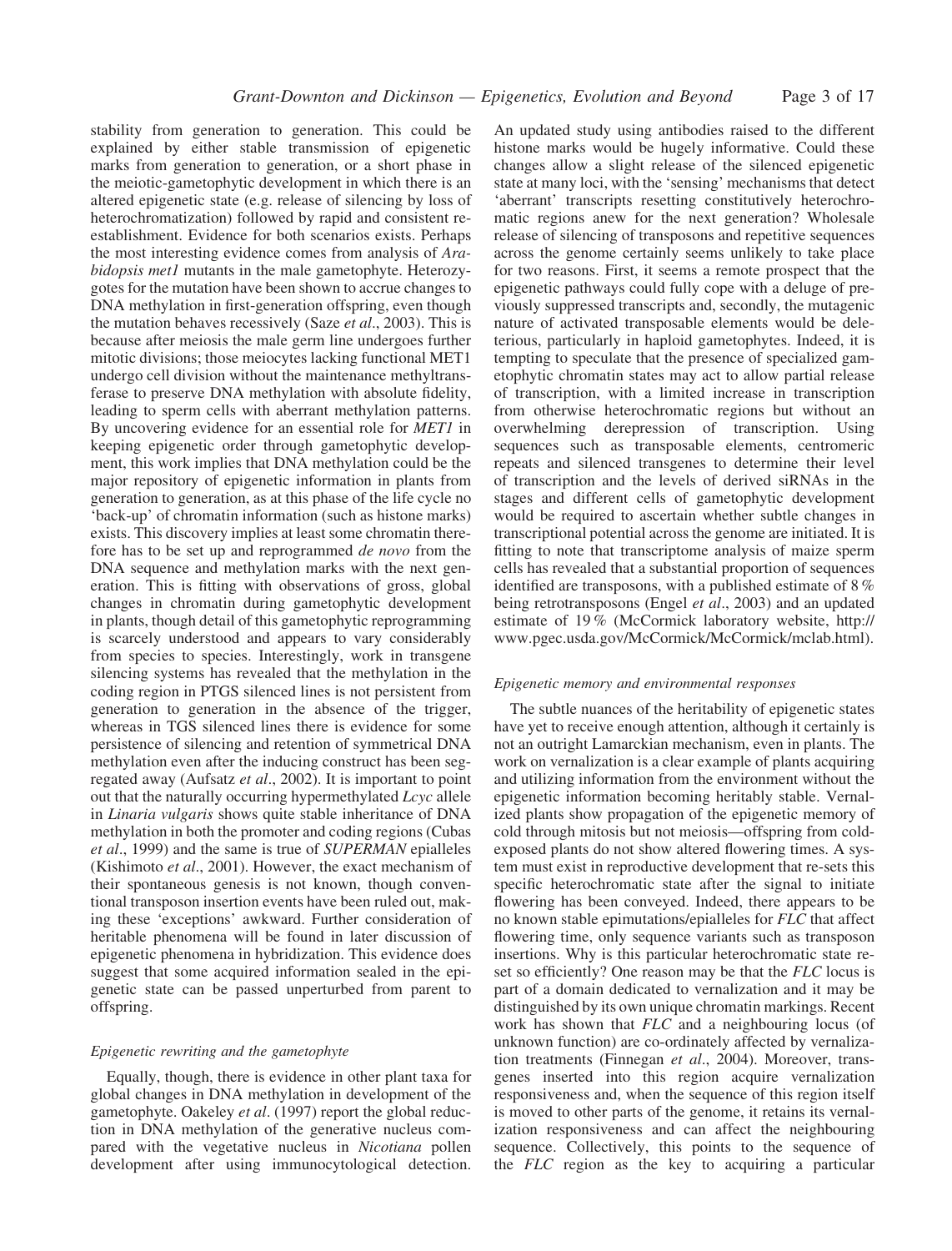stability from generation to generation. This could be explained by either stable transmission of epigenetic marks from generation to generation, or a short phase in the meiotic-gametophytic development in which there is an altered epigenetic state (e.g. release of silencing by loss of heterochromatization) followed by rapid and consistent re-establishment. Evidence for both scenarios exists. Perhaps the most interesting evidence comes from analysis of *Arabidopsis met1* mutants in the male gametophyte. Heterozygotes for the mutation have been shown to accrue changes to DNA methylation in first-generation offspring, even though the mutation behaves recessively (Saze *et al*., 2003). This is because after meiosis the male germ line undergoes further mitotic divisions; those meiocytes lacking functional MET1 undergo cell division without the maintenance methyltransferase to preserve DNA methylation with absolute fidelity, leading to sperm cells with aberrant methylation patterns. By uncovering evidence for an essential role for *MET1* in keeping epigenetic order through gametophytic development, this work implies that DNA methylation could be the major repository of epigenetic information in plants from generation to generation, as at this phase of the life cycle no 'back-up' of chromatin information (such as histone marks) exists. This discovery implies at least some chromatin therefore has to be set up and reprogrammed *de novo* from the DNA sequence and methylation marks with the next generation. This is fitting with observations of gross, global changes in chromatin during gametophytic development in plants, though detail of this gametophytic reprogramming is scarcely understood and appears to vary considerably from species to species. Interestingly, work in transgene silencing systems has revealed that the methylation in the coding region in PTGS silenced lines is not persistent from generation to generation in the absence of the trigger, whereas in TGS silenced lines there is evidence for some persistence of silencing and retention of symmetrical DNA methylation even after the inducing construct has been segregated away (Aufsatz *et al*., 2002). It is important to point out that the naturally occurring hypermethylated *Lcyc* allele in *Linaria vulgaris* shows quite stable inheritance of DNA methylation in both the promoter and coding regions (Cubas *et al*., 1999) and the same is true of *SUPERMAN* epialleles (Kishimoto *et al*., 2001). However, the exact mechanism of their spontaneous genesis is not known, though conventional transposon insertion events have been ruled out, making these 'exceptions' awkward. Further consideration of heritable phenomena will be found in later discussion of epigenetic phenomena in hybridization. This evidence does suggest that some acquired information sealed in the epigenetic state can be passed unperturbed from parent to offspring.

### *Epigenetic rewriting and the gametophyte*

Equally, though, there is evidence in other plant taxa for global changes in DNA methylation in development of the gametophyte. Oakeley *et al*. (1997) report the global reduction in DNA methylation of the generative nucleus compared with the vegetative nucleus in *Nicotiana* pollen development after using immunocytological detection. An updated study using antibodies raised to the different histone marks would be hugely informative. Could these changes allow a slight release of the silenced epigenetic state at many loci, with the 'sensing' mechanisms that detect 'aberrant' transcripts resetting constitutively heterochromatic regions anew for the next generation? Wholesale release of silencing of transposons and repetitive sequences across the genome certainly seems unlikely to take place for two reasons. First, it seems a remote prospect that the epigenetic pathways could fully cope with a deluge of previously suppressed transcripts and, secondly, the mutagenic nature of activated transposable elements would be deleterious, particularly in haploid gametophytes. Indeed, it is tempting to speculate that the presence of specialized gametophytic chromatin states may act to allow partial release of transcription, with a limited increase in transcription from otherwise heterochromatic regions but without an overwhelming derepression of transcription. Using sequences such as transposable elements, centromeric repeats and silenced transgenes to determine their level of transcription and the levels of derived siRNAs in the stages and different cells of gametophytic development would be required to ascertain whether subtle changes in transcriptional potential across the genome are initiated. It is fitting to note that transcriptome analysis of maize sperm cells has revealed that a substantial proportion of sequences identified are transposons, with a published estimate of 8 % being retrotransposons (Engel *et al*., 2003) and an updated estimate of 19 % (McCormick laboratory website, http://www.pgec.usda.gov/McCormick/McCormick/mclab.html).

### *Epigenetic memory and environmental responses*

The subtle nuances of the heritability of epigenetic states have yet to receive enough attention, although it certainly is not an outright Lamarckian mechanism, even in plants. The work on vernalization is a clear example of plants acquiring and utilizing information from the environment without the epigenetic information becoming heritably stable. Vernalized plants show propagation of the epigenetic memory of cold through mitosis but not meiosis—offspring from cold-exposed plants do not show altered flowering times. A system must exist in reproductive development that re-sets this specific heterochromatic state after the signal to initiate flowering has been conveyed. Indeed, there appears to be no known stable epimutations/epialleles for *FLC* that affect flowering time, only sequence variants such as transposon insertions. Why is this particular heterochromatic state re-set so efficiently? One reason may be that the *FLC* locus is part of a domain dedicated to vernalization and it may be distinguished by its own unique chromatin markings. Recent work has shown that *FLC* and a neighbouring locus (of unknown function) are co-ordinately affected by vernalization treatments (Finnegan *et al*., 2004). Moreover, transgenes inserted into this region acquire vernalization responsiveness and, when the sequence of this region itself is moved to other parts of the genome, it retains its vernalization responsiveness and can affect the neighbouring sequence. Collectively, this points to the sequence of the *FLC* region as the key to acquiring a particular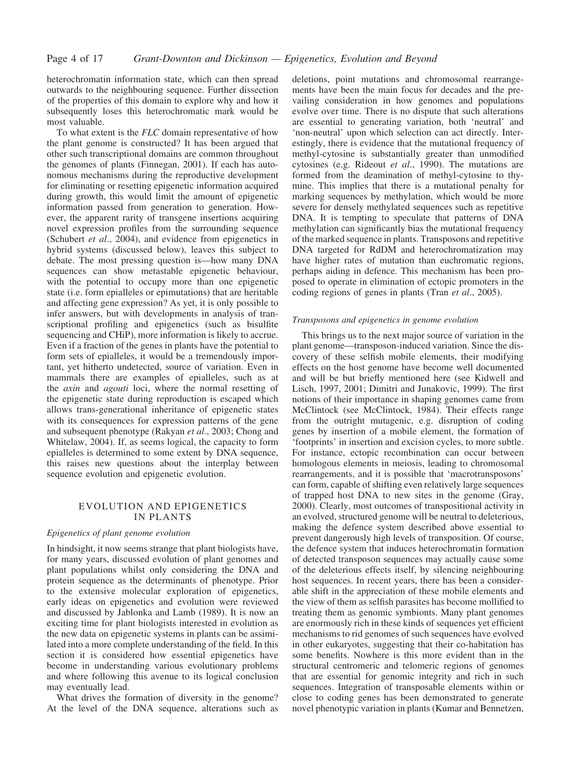heterochromatin information state, which can then spread outwards to the neighbouring sequence. Further dissection of the properties of this domain to explore why and how it subsequently loses this heterochromatic mark would be most valuable.

To what extent is the *FLC* domain representative of how the plant genome is constructed? It has been argued that other such transcriptional domains are common throughout the genomes of plants (Finnegan, 2001). If each has autonomous mechanisms during the reproductive development for eliminating or resetting epigenetic information acquired during growth, this would limit the amount of epigenetic information passed from generation to generation. However, the apparent rarity of transgene insertions acquiring novel expression profiles from the surrounding sequence (Schubert *et al*., 2004), and evidence from epigenetics in hybrid systems (discussed below), leaves this subject to debate. The most pressing question is—how many DNA sequences can show metastable epigenetic behaviour, with the potential to occupy more than one epigenetic state (i.e. form epialleles or epimutations) that are heritable and affecting gene expression? As yet, it is only possible to infer answers, but with developments in analysis of transcriptional profiling and epigenetics (such as bisulfite sequencing and CHiP), more information is likely to accrue. Even if a fraction of the genes in plants have the potential to form sets of epialleles, it would be a tremendously important, yet hitherto undetected, source of variation. Even in mammals there are examples of epialleles, such as at the *axin* and *agouti* loci, where the normal resetting of the epigenetic state during reproduction is escaped which allows trans-generational inheritance of epigenetic states with its consequences for expression patterns of the gene and subsequent phenotype (Rakyan *et al*., 2003; Chong and Whitelaw, 2004). If, as seems logical, the capacity to form epialleles is determined to some extent by DNA sequence, this raises new questions about the interplay between sequence evolution and epigenetic evolution.

## EVOLUTION AND EPIGENETICS IN PLANTS

### *Epigenetics of plant genome evolution*

In hindsight, it now seems strange that plant biologists have, for many years, discussed evolution of plant genomes and plant populations whilst only considering the DNA and protein sequence as the determinants of phenotype. Prior to the extensive molecular exploration of epigenetics, early ideas on epigenetics and evolution were reviewed and discussed by Jablonka and Lamb (1989). It is now an exciting time for plant biologists interested in evolution as the new data on epigenetic systems in plants can be assimilated into a more complete understanding of the field. In this section it is considered how essential epigenetics have become in understanding various evolutionary problems and where following this avenue to its logical conclusion may eventually lead.

What drives the formation of diversity in the genome? At the level of the DNA sequence, alterations such as deletions, point mutations and chromosomal rearrangements have been the main focus for decades and the prevailing consideration in how genomes and populations evolve over time. There is no dispute that such alterations are essential to generating variation, both 'neutral' and 'non-neutral' upon which selection can act directly. Interestingly, there is evidence that the mutational frequency of methyl-cytosine is substantially greater than unmodified cytosines (e.g. Rideout *et al*., 1990). The mutations are formed from the deamination of methyl-cytosine to thymine. This implies that there is a mutational penalty for marking sequences by methylation, which would be more severe for densely methylated sequences such as repetitive DNA. It is tempting to speculate that patterns of DNA methylation can significantly bias the mutational frequency of the marked sequence in plants. Transposons and repetitive DNA targeted for RdDM and heterochromatization may have higher rates of mutation than euchromatic regions, perhaps aiding in defence. This mechanism has been proposed to operate in elimination of ectopic promoters in the coding regions of genes in plants (Tran *et al*., 2005).

### *Transposons and epigenetics in genome evolution*

This brings us to the next major source of variation in the plant genome—transposon-induced variation. Since the discovery of these selfish mobile elements, their modifying effects on the host genome have become well documented and will be but briefly mentioned here (see Kidwell and Lisch, 1997, 2001; Dimitri and Junakovic, 1999). The first notions of their importance in shaping genomes came from McClintock (see McClintock, 1984). Their effects range from the outright mutagenic, e.g. disruption of coding genes by insertion of a mobile element, the formation of 'footprints' in insertion and excision cycles, to more subtle. For instance, ectopic recombination can occur between homologous elements in meiosis, leading to chromosomal rearrangements, and it is possible that 'macrotransposons' can form, capable of shifting even relatively large sequences of trapped host DNA to new sites in the genome (Gray, 2000). Clearly, most outcomes of transpositional activity in an evolved, structured genome will be neutral to deleterious, making the defence system described above essential to prevent dangerously high levels of transposition. Of course, the defence system that induces heterochromatin formation of detected transposon sequences may actually cause some of the deleterious effects itself, by silencing neighbouring host sequences. In recent years, there has been a considerable shift in the appreciation of these mobile elements and the view of them as selfish parasites has become mollified to treating them as genomic symbionts. Many plant genomes are enormously rich in these kinds of sequences yet efficient mechanisms to rid genomes of such sequences have evolved in other eukaryotes, suggesting that their co-habitation has some benefits. Nowhere is this more evident than in the structural centromeric and telomeric regions of genomes that are essential for genomic integrity and rich in such sequences. Integration of transposable elements within or close to coding genes has been demonstrated to generate novel phenotypic variation in plants (Kumar and Bennetzen,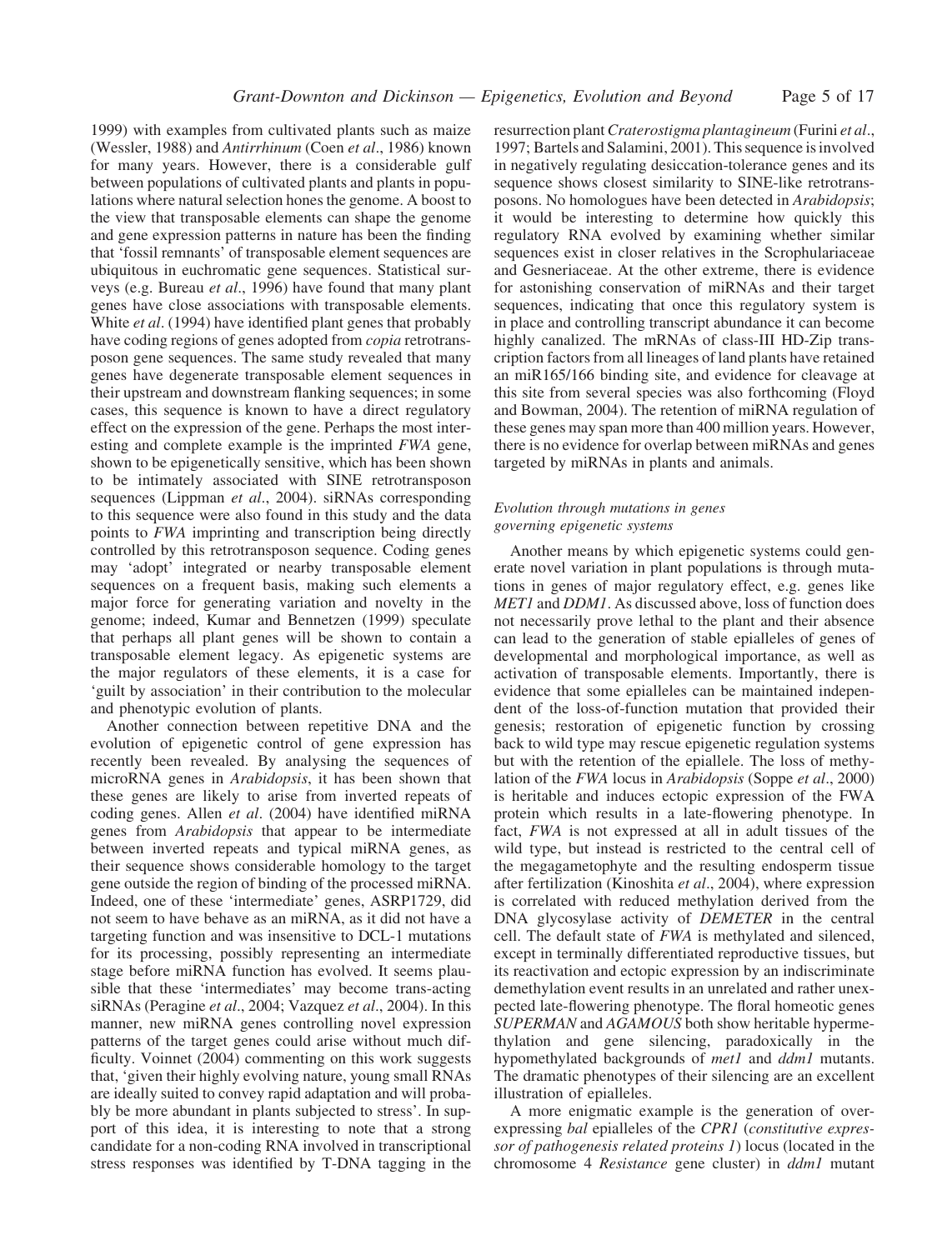1999) with examples from cultivated plants such as maize (Wessler, 1988) and *Antirrhinum* (Coen *et al*., 1986) known for many years. However, there is a considerable gulf between populations of cultivated plants and plants in populations where natural selection hones the genome. A boost to the view that transposable elements can shape the genome and gene expression patterns in nature has been the finding that 'fossil remnants' of transposable element sequences are ubiquitous in euchromatic gene sequences. Statistical surveys (e.g. Bureau *et al*., 1996) have found that many plant genes have close associations with transposable elements. White *et al*. (1994) have identified plant genes that probably have coding regions of genes adopted from *copia* retrotransposon gene sequences. The same study revealed that many genes have degenerate transposable element sequences in their upstream and downstream flanking sequences; in some cases, this sequence is known to have a direct regulatory effect on the expression of the gene. Perhaps the most interesting and complete example is the imprinted *FWA* gene, shown to be epigenetically sensitive, which has been shown to be intimately associated with SINE retrotransposon sequences (Lippman *et al*., 2004). siRNAs corresponding to this sequence were also found in this study and the data points to *FWA* imprinting and transcription being directly controlled by this retrotransposon sequence. Coding genes may 'adopt' integrated or nearby transposable element sequences on a frequent basis, making such elements a major force for generating variation and novelty in the genome; indeed, Kumar and Bennetzen (1999) speculate that perhaps all plant genes will be shown to contain a transposable element legacy. As epigenetic systems are the major regulators of these elements, it is a case for 'guilt by association' in their contribution to the molecular and phenotypic evolution of plants.

Another connection between repetitive DNA and the evolution of epigenetic control of gene expression has recently been revealed. By analysing the sequences of microRNA genes in *Arabidopsis*, it has been shown that these genes are likely to arise from inverted repeats of coding genes. Allen *et al*. (2004) have identified miRNA genes from *Arabidopsis* that appear to be intermediate between inverted repeats and typical miRNA genes, as their sequence shows considerable homology to the target gene outside the region of binding of the processed miRNA. Indeed, one of these 'intermediate' genes, ASRP1729, did not seem to have behave as an miRNA, as it did not have a targeting function and was insensitive to DCL-1 mutations for its processing, possibly representing an intermediate stage before miRNA function has evolved. It seems plausible that these 'intermediates' may become trans-acting siRNAs (Peragine *et al*., 2004; Vazquez *et al*., 2004). In this manner, new miRNA genes controlling novel expression patterns of the target genes could arise without much difficulty. Voinnet (2004) commenting on this work suggests that, 'given their highly evolving nature, young small RNAs are ideally suited to convey rapid adaptation and will probably be more abundant in plants subjected to stress'. In support of this idea, it is interesting to note that a strong candidate for a non-coding RNA involved in transcriptional stress responses was identified by T-DNA tagging in the resurrection plant *Craterostigma plantagineum* (Furini *et al*., 1997; Bartels and Salamini, 2001). This sequence is involved in negatively regulating desiccation-tolerance genes and its sequence shows closest similarity to SINE-like retrotransposons. No homologues have been detected in *Arabidopsis*; it would be interesting to determine how quickly this regulatory RNA evolved by examining whether similar sequences exist in closer relatives in the Scrophulariaceae and Gesneriaceae. At the other extreme, there is evidence for astonishing conservation of miRNAs and their target sequences, indicating that once this regulatory system is in place and controlling transcript abundance it can become highly canalized. The mRNAs of class-III HD-Zip transcription factors from all lineages of land plants have retained an miR165/166 binding site, and evidence for cleavage at this site from several species was also forthcoming (Floyd and Bowman, 2004). The retention of miRNA regulation of these genes may span more than 400 million years. However, there is no evidence for overlap between miRNAs and genes targeted by miRNAs in plants and animals.

### *Evolution through mutations in genes governing epigenetic systems*

Another means by which epigenetic systems could generate novel variation in plant populations is through mutations in genes of major regulatory effect, e.g. genes like *MET1* and *DDM1*. As discussed above, loss of function does not necessarily prove lethal to the plant and their absence can lead to the generation of stable epialleles of genes of developmental and morphological importance, as well as activation of transposable elements. Importantly, there is evidence that some epialleles can be maintained independent of the loss-of-function mutation that provided their genesis; restoration of epigenetic function by crossing back to wild type may rescue epigenetic regulation systems but with the retention of the epiallele. The loss of methylation of the *FWA* locus in *Arabidopsis* (Soppe *et al*., 2000) is heritable and induces ectopic expression of the FWA protein which results in a late-flowering phenotype. In fact, *FWA* is not expressed at all in adult tissues of the wild type, but instead is restricted to the central cell of the megagametophyte and the resulting endosperm tissue after fertilization (Kinoshita *et al*., 2004), where expression is correlated with reduced methylation derived from the DNA glycosylase activity of *DEMETER* in the central cell. The default state of *FWA* is methylated and silenced, except in terminally differentiated reproductive tissues, but its reactivation and ectopic expression by an indiscriminate demethylation event results in an unrelated and rather unexpected late-flowering phenotype. The floral homeotic genes *SUPERMAN* and *AGAMOUS* both show heritable hypermethylation and gene silencing, paradoxically in the hypomethylated backgrounds of *met1* and *ddm1* mutants. The dramatic phenotypes of their silencing are an excellent illustration of epialleles.

A more enigmatic example is the generation of overexpressing *bal* epialleles of the *CPR1* (*constitutive expressor of pathogenesis related proteins 1*) locus (located in the chromosome 4 *Resistance* gene cluster) in *ddm1* mutant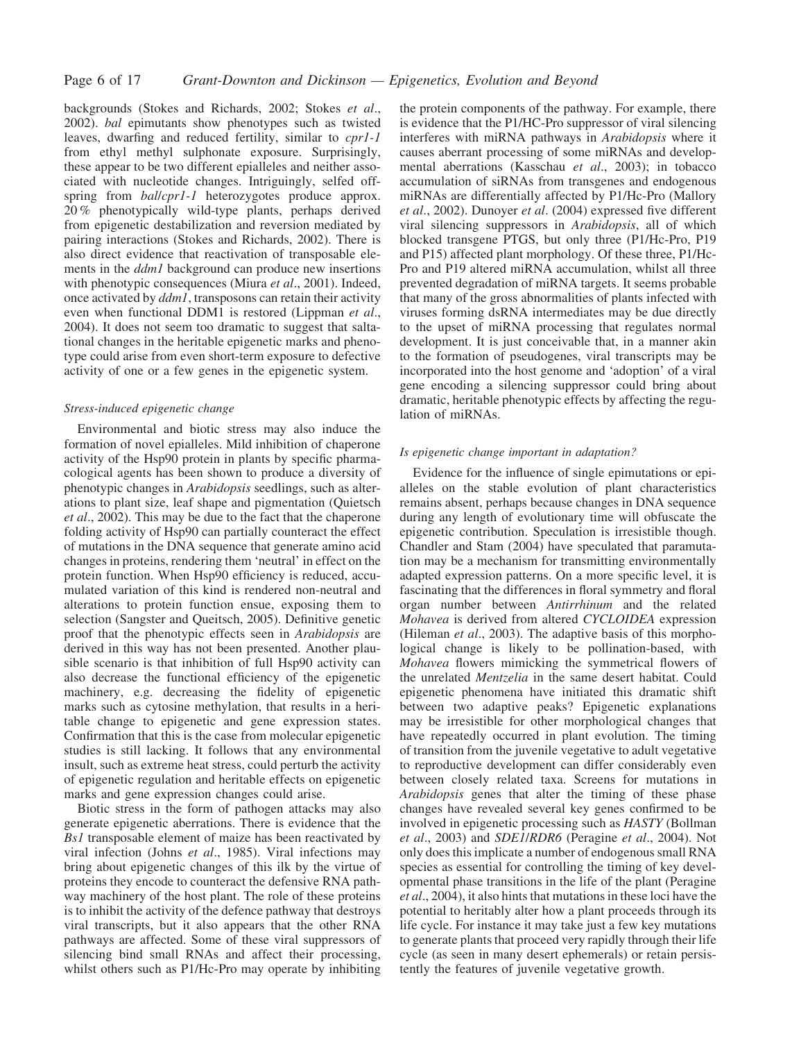backgrounds (Stokes and Richards, 2002; Stokes *et al*., 2002). *bal* epimutants show phenotypes such as twisted leaves, dwarfing and reduced fertility, similar to *cpr1-1* from ethyl methyl sulphonate exposure. Surprisingly, these appear to be two different epialleles and neither associated with nucleotide changes. Intriguingly, selfed offspring from *bal*/*cpr1-1* heterozygotes produce approx. 20 % phenotypically wild-type plants, perhaps derived from epigenetic destabilization and reversion mediated by pairing interactions (Stokes and Richards, 2002). There is also direct evidence that reactivation of transposable elements in the *ddm1* background can produce new insertions with phenotypic consequences (Miura *et al*., 2001). Indeed, once activated by *ddm1*, transposons can retain their activity even when functional DDM1 is restored (Lippman *et al*., 2004). It does not seem too dramatic to suggest that saltational changes in the heritable epigenetic marks and phenotype could arise from even short-term exposure to defective activity of one or a few genes in the epigenetic system.

### *Stress-induced epigenetic change*

Environmental and biotic stress may also induce the formation of novel epialleles. Mild inhibition of chaperone activity of the Hsp90 protein in plants by specific pharmacological agents has been shown to produce a diversity of phenotypic changes in *Arabidopsis* seedlings, such as alterations to plant size, leaf shape and pigmentation (Quietsch *et al*., 2002). This may be due to the fact that the chaperone folding activity of Hsp90 can partially counteract the effect of mutations in the DNA sequence that generate amino acid changes in proteins, rendering them 'neutral' in effect on the protein function. When Hsp90 efficiency is reduced, accumulated variation of this kind is rendered non-neutral and alterations to protein function ensue, exposing them to selection (Sangster and Queitsch, 2005). Definitive genetic proof that the phenotypic effects seen in *Arabidopsis* are derived in this way has not been presented. Another plausible scenario is that inhibition of full Hsp90 activity can also decrease the functional efficiency of the epigenetic machinery, e.g. decreasing the fidelity of epigenetic marks such as cytosine methylation, that results in a heritable change to epigenetic and gene expression states. Confirmation that this is the case from molecular epigenetic studies is still lacking. It follows that any environmental insult, such as extreme heat stress, could perturb the activity of epigenetic regulation and heritable effects on epigenetic marks and gene expression changes could arise.

Biotic stress in the form of pathogen attacks may also generate epigenetic aberrations. There is evidence that the *Bs1* transposable element of maize has been reactivated by viral infection (Johns *et al*., 1985). Viral infections may bring about epigenetic changes of this ilk by the virtue of proteins they encode to counteract the defensive RNA pathway machinery of the host plant. The role of these proteins is to inhibit the activity of the defence pathway that destroys viral transcripts, but it also appears that the other RNA pathways are affected. Some of these viral suppressors of silencing bind small RNAs and affect their processing, whilst others such as P1/Hc-Pro may operate by inhibiting the protein components of the pathway. For example, there is evidence that the P1/HC-Pro suppressor of viral silencing interferes with miRNA pathways in *Arabidopsis* where it causes aberrant processing of some miRNAs and developmental aberrations (Kasschau *et al*., 2003); in tobacco accumulation of siRNAs from transgenes and endogenous miRNAs are differentially affected by P1/Hc-Pro (Mallory *et al*., 2002). Dunoyer *et al*. (2004) expressed five different viral silencing suppressors in *Arabidopsis*, all of which blocked transgene PTGS, but only three (P1/Hc-Pro, P19 and P15) affected plant morphology. Of these three, P1/Hc-Pro and P19 altered miRNA accumulation, whilst all three prevented degradation of miRNA targets. It seems probable that many of the gross abnormalities of plants infected with viruses forming dsRNA intermediates may be due directly to the upset of miRNA processing that regulates normal development. It is just conceivable that, in a manner akin to the formation of pseudogenes, viral transcripts may be incorporated into the host genome and 'adoption' of a viral gene encoding a silencing suppressor could bring about dramatic, heritable phenotypic effects by affecting the regulation of miRNAs.

### *Is epigenetic change important in adaptation?*

Evidence for the influence of single epimutations or epialleles on the stable evolution of plant characteristics remains absent, perhaps because changes in DNA sequence during any length of evolutionary time will obfuscate the epigenetic contribution. Speculation is irresistible though. Chandler and Stam (2004) have speculated that paramutation may be a mechanism for transmitting environmentally adapted expression patterns. On a more specific level, it is fascinating that the differences in floral symmetry and floral organ number between *Antirrhinum* and the related *Mohavea* is derived from altered *CYCLOIDEA* expression (Hileman *et al*., 2003). The adaptive basis of this morphological change is likely to be pollination-based, with *Mohavea* flowers mimicking the symmetrical flowers of the unrelated *Mentzelia* in the same desert habitat. Could epigenetic phenomena have initiated this dramatic shift between two adaptive peaks? Epigenetic explanations may be irresistible for other morphological changes that have repeatedly occurred in plant evolution. The timing of transition from the juvenile vegetative to adult vegetative to reproductive development can differ considerably even between closely related taxa. Screens for mutations in *Arabidopsis* genes that alter the timing of these phase changes have revealed several key genes confirmed to be involved in epigenetic processing such as *HASTY* (Bollman *et al*., 2003) and *SDE1*/*RDR6* (Peragine *et al*., 2004). Not only does this implicate a number of endogenous small RNA species as essential for controlling the timing of key developmental phase transitions in the life of the plant (Peragine *et al*., 2004), it also hints that mutations in these loci have the potential to heritably alter how a plant proceeds through its life cycle. For instance it may take just a few key mutations to generate plants that proceed very rapidly through their life cycle (as seen in many desert ephemerals) or retain persistently the features of juvenile vegetative growth.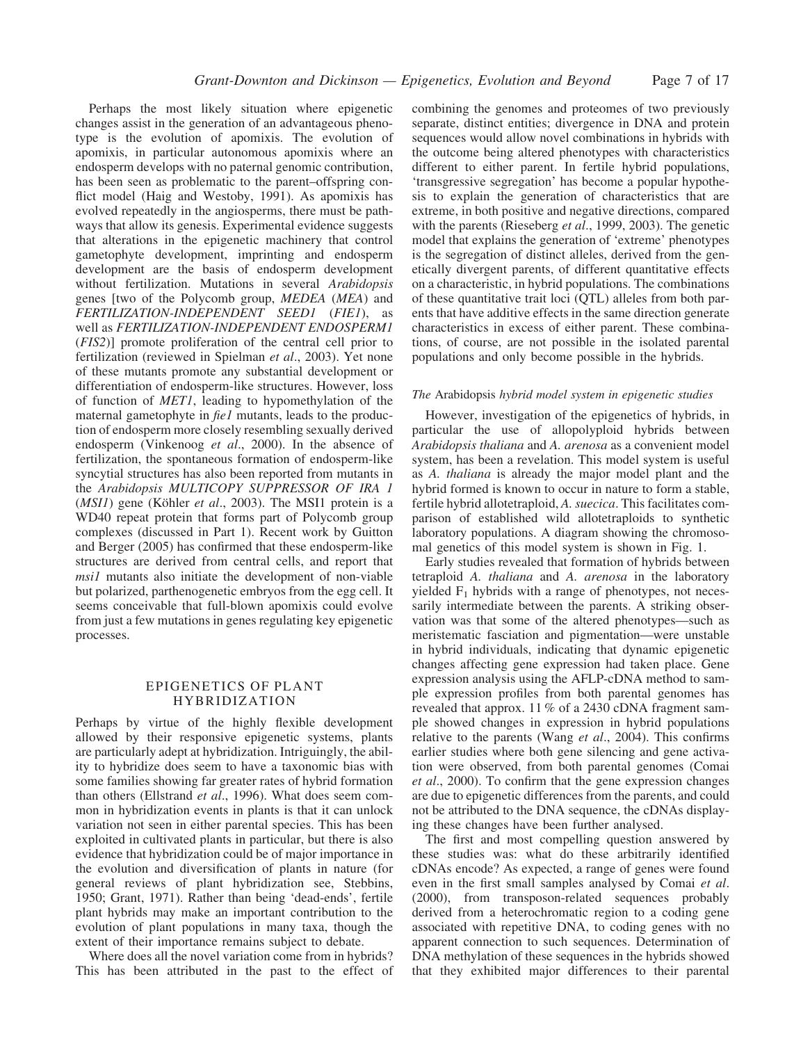Perhaps the most likely situation where epigenetic changes assist in the generation of an advantageous phenotype is the evolution of apomixis. The evolution of apomixis, in particular autonomous apomixis where an endosperm develops with no paternal genomic contribution, has been seen as problematic to the parent–offspring conflict model (Haig and Westoby, 1991). As apomixis has evolved repeatedly in the angiosperms, there must be pathways that allow its genesis. Experimental evidence suggests that alterations in the epigenetic machinery that control gametophyte development, imprinting and endosperm development are the basis of endosperm development without fertilization. Mutations in several *Arabidopsis* genes [two of the Polycomb group, *MEDEA* (*MEA*) and *FERTILIZATION-INDEPENDENT SEED1* (*FIE1*), as well as *FERTILIZATION-INDEPENDENT ENDOSPERM1* (*FIS2*)] promote proliferation of the central cell prior to fertilization (reviewed in Spielman *et al*., 2003). Yet none of these mutants promote any substantial development or differentiation of endosperm-like structures. However, loss of function of *MET1*, leading to hypomethylation of the maternal gametophyte in *fie1* mutants, leads to the production of endosperm more closely resembling sexually derived endosperm (Vinkenoog *et al*., 2000). In the absence of fertilization, the spontaneous formation of endosperm-like syncytial structures has also been reported from mutants in the *Arabidopsis MULTICOPY SUPPRESSOR OF IRA 1* (*MSI1*) gene (Köhler *et al*., 2003). The MSI1 protein is a WD40 repeat protein that forms part of Polycomb group complexes (discussed in Part 1). Recent work by Guitton and Berger (2005) has confirmed that these endosperm-like structures are derived from central cells, and report that *msi1* mutants also initiate the development of non-viable but polarized, parthenogenetic embryos from the egg cell. It seems conceivable that full-blown apomixis could evolve from just a few mutations in genes regulating key epigenetic processes.

## EPIGENETICS OF PLANT HYBRIDIZATION

Perhaps by virtue of the highly flexible development allowed by their responsive epigenetic systems, plants are particularly adept at hybridization. Intriguingly, the ability to hybridize does seem to have a taxonomic bias with some families showing far greater rates of hybrid formation than others (Ellstrand *et al*., 1996). What does seem common in hybridization events in plants is that it can unlock variation not seen in either parental species. This has been exploited in cultivated plants in particular, but there is also evidence that hybridization could be of major importance in the evolution and diversification of plants in nature (for general reviews of plant hybridization see, Stebbins, 1950; Grant, 1971). Rather than being 'dead-ends', fertile plant hybrids may make an important contribution to the evolution of plant populations in many taxa, though the extent of their importance remains subject to debate.

Where does all the novel variation come from in hybrids? This has been attributed in the past to the effect of combining the genomes and proteomes of two previously separate, distinct entities; divergence in DNA and protein sequences would allow novel combinations in hybrids with the outcome being altered phenotypes with characteristics different to either parent. In fertile hybrid populations, 'transgressive segregation' has become a popular hypothesis to explain the generation of characteristics that are extreme, in both positive and negative directions, compared with the parents (Rieseberg *et al*., 1999, 2003). The genetic model that explains the generation of 'extreme' phenotypes is the segregation of distinct alleles, derived from the genetically divergent parents, of different quantitative effects on a characteristic, in hybrid populations. The combinations of these quantitative trait loci (QTL) alleles from both parents that have additive effects in the same direction generate characteristics in excess of either parent. These combinations, of course, are not possible in the isolated parental populations and only become possible in the hybrids.

### *The* Arabidopsis *hybrid model system in epigenetic studies*

However, investigation of the epigenetics of hybrids, in particular the use of allopolyploid hybrids between *Arabidopsis thaliana* and *A. arenosa* as a convenient model system, has been a revelation. This model system is useful as *A. thaliana* is already the major model plant and the hybrid formed is known to occur in nature to form a stable, fertile hybrid allotetraploid, *A. suecica*. This facilitates comparison of established wild allotetraploids to synthetic laboratory populations. A diagram showing the chromosomal genetics of this model system is shown in Fig. 1.

Early studies revealed that formation of hybrids between tetraploid *A. thaliana* and *A. arenosa* in the laboratory yielded $F_1$ hybrids with a range of phenotypes, not necessarily intermediate between the parents. A striking observation was that some of the altered phenotypes—such as meristematic fasciation and pigmentation—were unstable in hybrid individuals, indicating that dynamic epigenetic changes affecting gene expression had taken place. Gene expression analysis using the AFLP-cDNA method to sample expression profiles from both parental genomes has revealed that approx. 11 % of a 2430 cDNA fragment sample showed changes in expression in hybrid populations relative to the parents (Wang *et al*., 2004). This confirms earlier studies where both gene silencing and gene activation were observed, from both parental genomes (Comai *et al*., 2000). To confirm that the gene expression changes are due to epigenetic differences from the parents, and could not be attributed to the DNA sequence, the cDNAs displaying these changes have been further analysed.

The first and most compelling question answered by these studies was: what do these arbitrarily identified cDNAs encode? As expected, a range of genes were found even in the first small samples analysed by Comai *et al*. (2000), from transposon-related sequences probably derived from a heterochromatic region to a coding gene associated with repetitive DNA, to coding genes with no apparent connection to such sequences. Determination of DNA methylation of these sequences in the hybrids showed that they exhibited major differences to their parental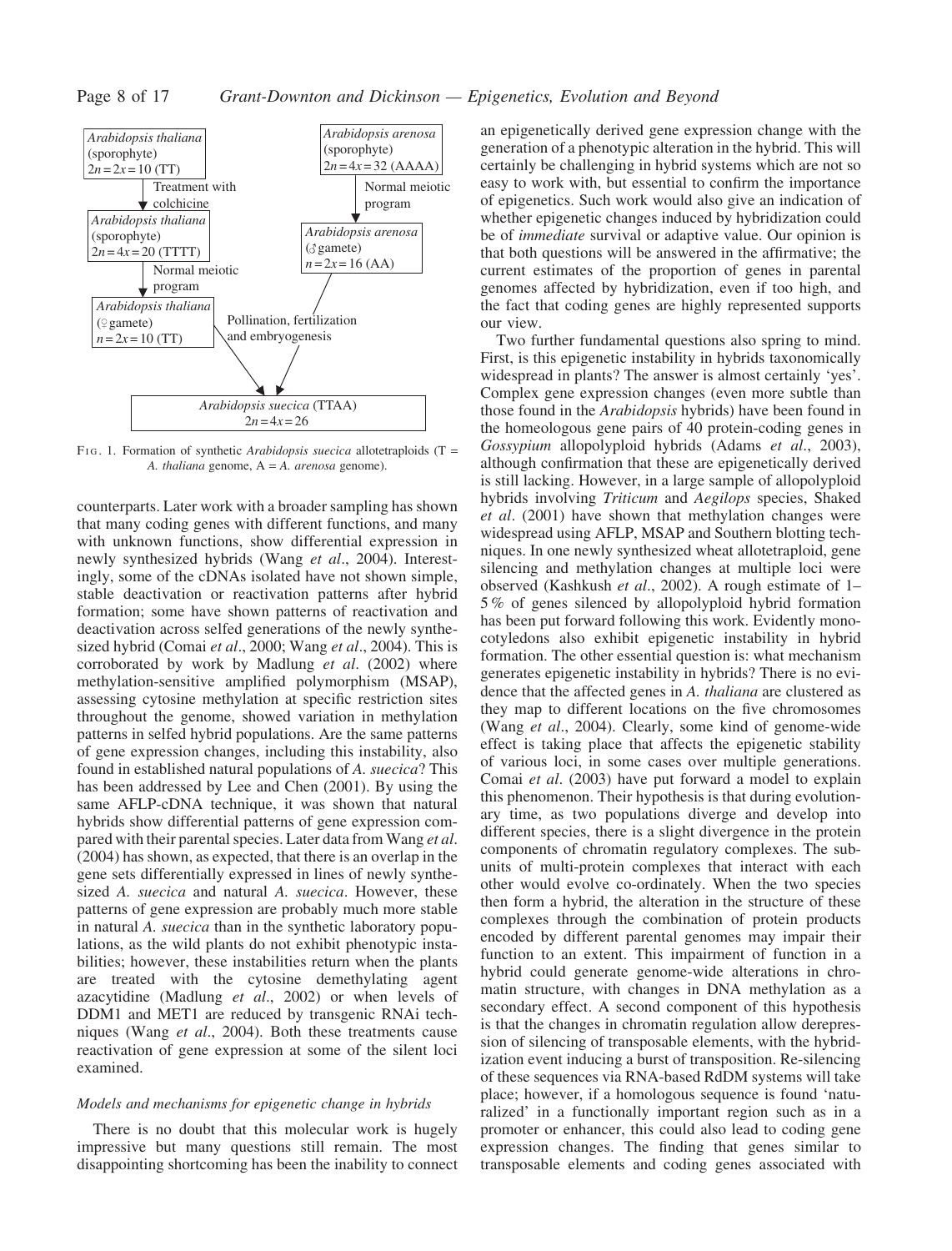*Arabidopsis thaliana* (sporophyte) $2n = 2x = 10$ (TT)

Treatment with colchicine

*Arabidopsis thaliana* (sporophyte) $2n = 4x = 20$ (TTTT)

Normal meiotic program

*Arabidopsis thaliana* (♀gamete) $n = 2x = 10$ (TT)

*Arabidopsis arenosa* (sporophyte) $2n = 4x = 32$ (AAAA)

Normal meiotic program

*Arabidopsis arenosa* (♂gamete) $n = 2x = 16$ (AA)

Pollination, fertilization and embryogenesis

*Arabidopsis suecica* (TTAA) $2n = 4x = 26$

FIG. 1. Formation of synthetic *Arabidopsis suecica* allotetraploids (T = *A. thaliana* genome, A = *A. arenosa* genome).

counterparts. Later work with a broader sampling has shown that many coding genes with different functions, and many with unknown functions, show differential expression in newly synthesized hybrids (Wang *et al*., 2004). Interestingly, some of the cDNAs isolated have not shown simple, stable deactivation or reactivation patterns after hybrid formation; some have shown patterns of reactivation and deactivation across selfed generations of the newly synthesized hybrid (Comai *et al*., 2000; Wang *et al*., 2004). This is corroborated by work by Madlung *et al*. (2002) where methylation-sensitive amplified polymorphism (MSAP), assessing cytosine methylation at specific restriction sites throughout the genome, showed variation in methylation patterns in selfed hybrid populations. Are the same patterns of gene expression changes, including this instability, also found in established natural populations of *A. suecica*? This has been addressed by Lee and Chen (2001). By using the same AFLP-cDNA technique, it was shown that natural hybrids show differential patterns of gene expression compared with their parental species. Later data from Wang *et al*. (2004) has shown, as expected, that there is an overlap in the gene sets differentially expressed in lines of newly synthesized *A. suecica* and natural *A. suecica*. However, these patterns of gene expression are probably much more stable in natural *A. suecica* than in the synthetic laboratory populations, as the wild plants do not exhibit phenotypic instabilities; however, these instabilities return when the plants are treated with the cytosine demethylating agent azacytidine (Madlung *et al*., 2002) or when levels of DDM1 and MET1 are reduced by transgenic RNAi techniques (Wang *et al*., 2004). Both these treatments cause reactivation of gene expression at some of the silent loci examined.

### *Models and mechanisms for epigenetic change in hybrids*

There is no doubt that this molecular work is hugely impressive but many questions still remain. The most disappointing shortcoming has been the inability to connect an epigenetically derived gene expression change with the generation of a phenotypic alteration in the hybrid. This will certainly be challenging in hybrid systems which are not so easy to work with, but essential to confirm the importance of epigenetics. Such work would also give an indication of whether epigenetic changes induced by hybridization could be of *immediate* survival or adaptive value. Our opinion is that both questions will be answered in the affirmative; the current estimates of the proportion of genes in parental genomes affected by hybridization, even if too high, and the fact that coding genes are highly represented supports our view.

Two further fundamental questions also spring to mind. First, is this epigenetic instability in hybrids taxonomically widespread in plants? The answer is almost certainly 'yes'. Complex gene expression changes (even more subtle than those found in the *Arabidopsis* hybrids) have been found in the homeologous gene pairs of 40 protein-coding genes in *Gossypium* allopolyploid hybrids (Adams *et al*., 2003), although confirmation that these are epigenetically derived is still lacking. However, in a large sample of allopolyploid hybrids involving *Triticum* and *Aegilops* species, Shaked *et al*. (2001) have shown that methylation changes were widespread using AFLP, MSAP and Southern blotting techniques. In one newly synthesized wheat allotetraploid, gene silencing and methylation changes at multiple loci were observed (Kashkush *et al*., 2002). A rough estimate of 1–5 % of genes silenced by allopolyploid hybrid formation has been put forward following this work. Evidently monocotyledons also exhibit epigenetic instability in hybrid formation. The other essential question is: what mechanism generates epigenetic instability in hybrids? There is no evidence that the affected genes in *A. thaliana* are clustered as they map to different locations on the five chromosomes (Wang *et al*., 2004). Clearly, some kind of genome-wide effect is taking place that affects the epigenetic stability of various loci, in some cases over multiple generations. Comai *et al*. (2003) have put forward a model to explain this phenomenon. Their hypothesis is that during evolutionary time, as two populations diverge and develop into different species, there is a slight divergence in the protein components of chromatin regulatory complexes. The subunits of multi-protein complexes that interact with each other would evolve co-ordinately. When the two species then form a hybrid, the alteration in the structure of these complexes through the combination of protein products encoded by different parental genomes may impair their function to an extent. This impairment of function in a hybrid could generate genome-wide alterations in chromatin structure, with changes in DNA methylation as a secondary effect. A second component of this hypothesis is that the changes in chromatin regulation allow derepression of silencing of transposable elements, with the hybridization event inducing a burst of transposition. Re-silencing of these sequences via RNA-based RdDM systems will take place; however, if a homologous sequence is found 'naturalized' in a functionally important region such as in a promoter or enhancer, this could also lead to coding gene expression changes. The finding that genes similar to transposable elements and coding genes associated with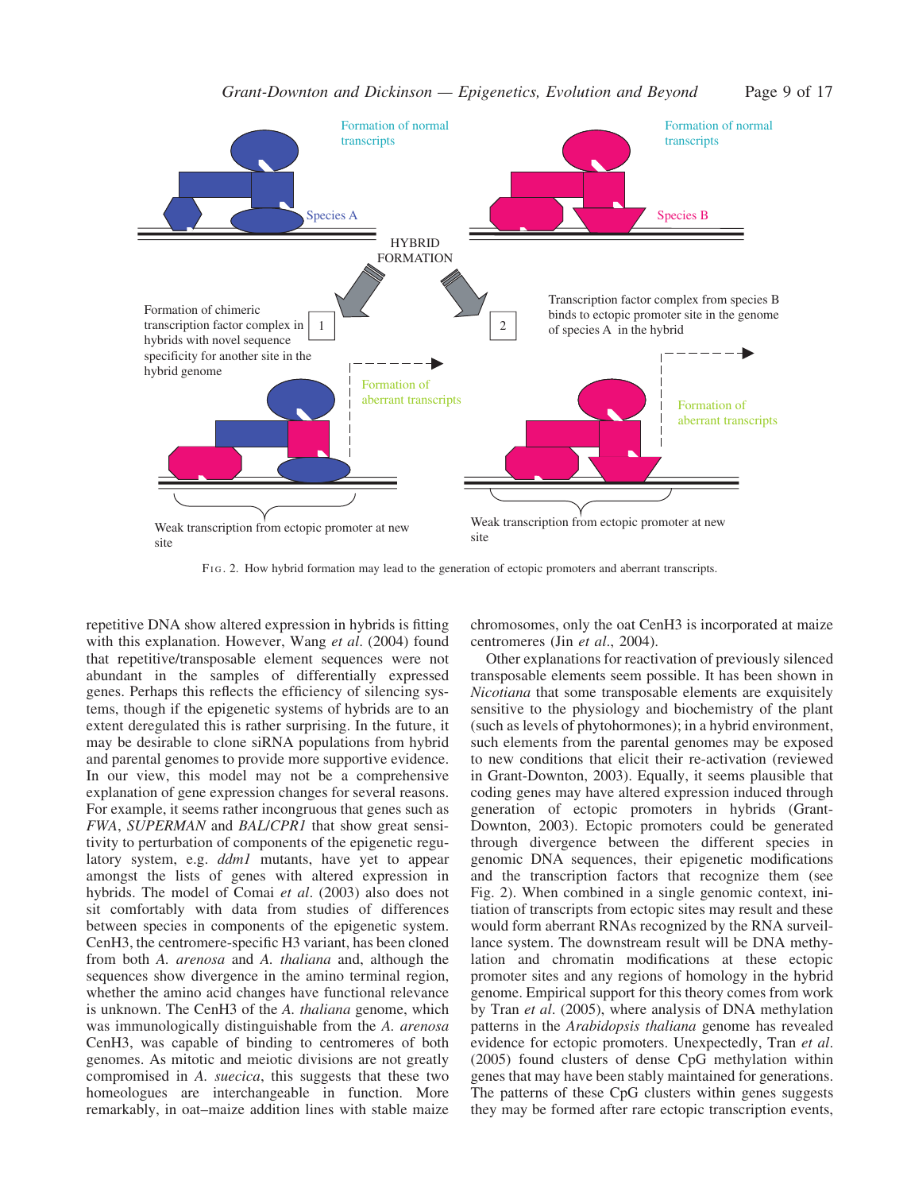FIG. 2. How hybrid formation may lead to the generation of ectopic promoters and aberrant transcripts.

repetitive DNA show altered expression in hybrids is fitting with this explanation. However, Wang *et al*. (2004) found that repetitive/transposable element sequences were not abundant in the samples of differentially expressed genes. Perhaps this reflects the efficiency of silencing systems, though if the epigenetic systems of hybrids are to an extent deregulated this is rather surprising. In the future, it may be desirable to clone siRNA populations from hybrid and parental genomes to provide more supportive evidence. In our view, this model may not be a comprehensive explanation of gene expression changes for several reasons. For example, it seems rather incongruous that genes such as *FWA*, *SUPERMAN* and *BAL*/*CPR1* that show great sensitivity to perturbation of components of the epigenetic regulatory system, e.g. *ddm1* mutants, have yet to appear amongst the lists of genes with altered expression in hybrids. The model of Comai *et al*. (2003) also does not sit comfortably with data from studies of differences between species in components of the epigenetic system. CenH3, the centromere-specific H3 variant, has been cloned from both *A. arenosa* and *A. thaliana* and, although the sequences show divergence in the amino terminal region, whether the amino acid changes have functional relevance is unknown. The CenH3 of the *A. thaliana* genome, which was immunologically distinguishable from the *A. arenosa* CenH3, was capable of binding to centromeres of both genomes. As mitotic and meiotic divisions are not greatly compromised in *A. suecica*, this suggests that these two homeologues are interchangeable in function. More remarkably, in oat–maize addition lines with stable maize chromosomes, only the oat CenH3 is incorporated at maize centromeres (Jin *et al*., 2004).

Other explanations for reactivation of previously silenced transposable elements seem possible. It has been shown in *Nicotiana* that some transposable elements are exquisitely sensitive to the physiology and biochemistry of the plant (such as levels of phytohormones); in a hybrid environment, such elements from the parental genomes may be exposed to new conditions that elicit their re-activation (reviewed in Grant-Downton, 2003). Equally, it seems plausible that coding genes may have altered expression induced through generation of ectopic promoters in hybrids (Grant-Downton, 2003). Ectopic promoters could be generated through divergence between the different species in genomic DNA sequences, their epigenetic modifications and the transcription factors that recognize them (see Fig. 2). When combined in a single genomic context, initiation of transcripts from ectopic sites may result and these would form aberrant RNAs recognized by the RNA surveillance system. The downstream result will be DNA methylation and chromatin modifications at these ectopic promoter sites and any regions of homology in the hybrid genome. Empirical support for this theory comes from work by Tran *et al*. (2005), where analysis of DNA methylation patterns in the *Arabidopsis thaliana* genome has revealed evidence for ectopic promoters. Unexpectedly, Tran *et al*. (2005) found clusters of dense CpG methylation within genes that may have been stably maintained for generations. The patterns of these CpG clusters within genes suggests they may be formed after rare ectopic transcription events,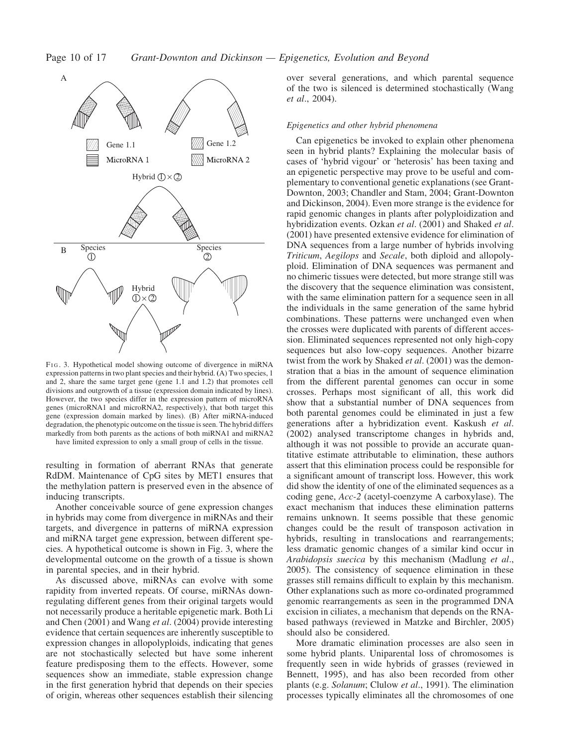FIG. 3. Hypothetical model showing outcome of divergence in miRNA expression patterns in two plant species and their hybrid. (A) Two species, 1 and 2, share the same target gene (gene 1.1 and 1.2) that promotes cell divisions and outgrowth of a tissue (expression domain indicated by lines). However, the two species differ in the expression pattern of microRNA genes (microRNA1 and microRNA2, respectively), that both target this gene (expression domain marked by lines). (B) After miRNA-induced degradation, the phenotypic outcome on the tissue is seen. The hybrid differs markedly from both parents as the actions of both miRNA1 and miRNA2 have limited expression to only a small group of cells in the tissue.

resulting in formation of aberrant RNAs that generate RdDM. Maintenance of CpG sites by MET1 ensures that the methylation pattern is preserved even in the absence of inducing transcripts.

Another conceivable source of gene expression changes in hybrids may come from divergence in miRNAs and their targets, and divergence in patterns of miRNA expression and miRNA target gene expression, between different species. A hypothetical outcome is shown in Fig. 3, where the developmental outcome on the growth of a tissue is shown in parental species, and in their hybrid.

As discussed above, miRNAs can evolve with some rapidity from inverted repeats. Of course, miRNAs down-regulating different genes from their original targets would not necessarily produce a heritable epigenetic mark. Both Li and Chen (2001) and Wang *et al*. (2004) provide interesting evidence that certain sequences are inherently susceptible to expression changes in allopolyploids, indicating that genes are not stochastically selected but have some inherent feature predisposing them to the effects. However, some sequences show an immediate, stable expression change in the first generation hybrid that depends on their species of origin, whereas other sequences establish their silencing over several generations, and which parental sequence of the two is silenced is determined stochastically (Wang *et al*., 2004).

### *Epigenetics and other hybrid phenomena*

Can epigenetics be invoked to explain other phenomena seen in hybrid plants? Explaining the molecular basis of cases of 'hybrid vigour' or 'heterosis' has been taxing and an epigenetic perspective may prove to be useful and complementary to conventional genetic explanations (see Grant-Downton, 2003; Chandler and Stam, 2004; Grant-Downton and Dickinson, 2004). Even more strange is the evidence for rapid genomic changes in plants after polyploidization and hybridization events. Ozkan *et al*. (2001) and Shaked *et al*. (2001) have presented extensive evidence for elimination of DNA sequences from a large number of hybrids involving *Triticum*, *Aegilops* and *Secale*, both diploid and allopolyploid. Elimination of DNA sequences was permanent and no chimeric tissues were detected, but more strange still was the discovery that the sequence elimination was consistent, with the same elimination pattern for a sequence seen in all the individuals in the same generation of the same hybrid combinations. These patterns were unchanged even when the crosses were duplicated with parents of different accession. Eliminated sequences represented not only high-copy sequences but also low-copy sequences. Another bizarre twist from the work by Shaked *et al*. (2001) was the demonstration that a bias in the amount of sequence elimination from the different parental genomes can occur in some crosses. Perhaps most significant of all, this work did show that a substantial number of DNA sequences from both parental genomes could be eliminated in just a few generations after a hybridization event. Kaskush *et al*. (2002) analysed transcriptome changes in hybrids and, although it was not possible to provide an accurate quantitative estimate attributable to elimination, these authors assert that this elimination process could be responsible for a significant amount of transcript loss. However, this work did show the identity of one of the eliminated sequences as a coding gene, *Acc-2* (acetyl-coenzyme A carboxylase). The exact mechanism that induces these elimination patterns remains unknown. It seems possible that these genomic changes could be the result of transposon activation in hybrids, resulting in translocations and rearrangements; less dramatic genomic changes of a similar kind occur in *Arabidopsis suecica* by this mechanism (Madlung *et al*., 2005). The consistency of sequence elimination in these grasses still remains difficult to explain by this mechanism. Other explanations such as more co-ordinated programmed genomic rearrangements as seen in the programmed DNA excision in ciliates, a mechanism that depends on the RNA-based pathways (reviewed in Matzke and Birchler, 2005) should also be considered.

More dramatic elimination processes are also seen in some hybrid plants. Uniparental loss of chromosomes is frequently seen in wide hybrids of grasses (reviewed in Bennett, 1995), and has also been recorded from other plants (e.g. *Solanum*; Clulow *et al*., 1991). The elimination processes typically eliminates all the chromosomes of one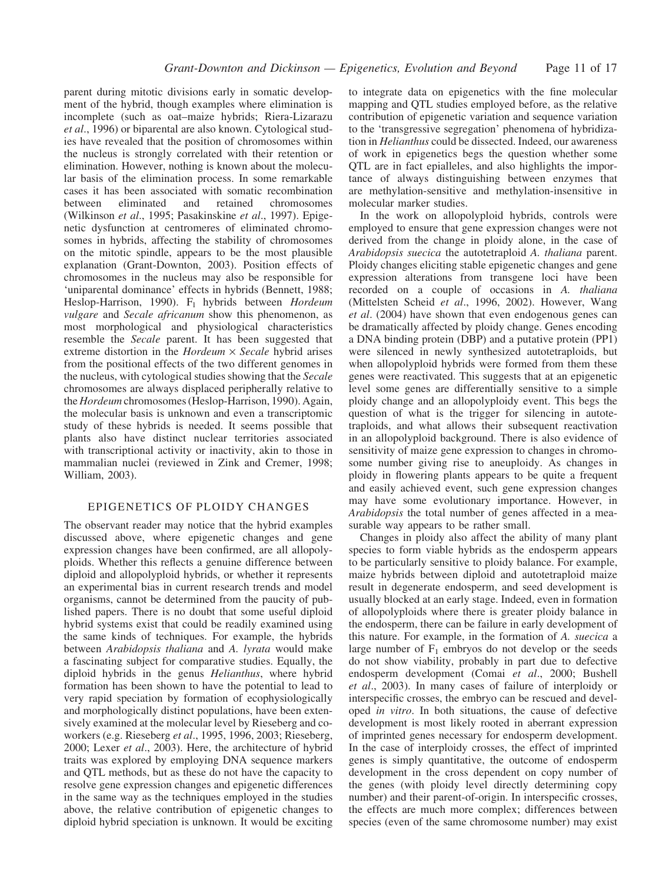parent during mitotic divisions early in somatic development of the hybrid, though examples where elimination is incomplete (such as oat–maize hybrids; Riera-Lizarazu *et al*., 1996) or biparental are also known. Cytological studies have revealed that the position of chromosomes within the nucleus is strongly correlated with their retention or elimination. However, nothing is known about the molecular basis of the elimination process. In some remarkable cases it has been associated with somatic recombination between eliminated and retained chromosomes (Wilkinson *et al*., 1995; Pasakinskine *et al*., 1997). Epigenetic dysfunction at centromeres of eliminated chromosomes in hybrids, affecting the stability of chromosomes on the mitotic spindle, appears to be the most plausible explanation (Grant-Downton, 2003). Position effects of chromosomes in the nucleus may also be responsible for 'uniparental dominance' effects in hybrids (Bennett, 1988; Heslop-Harrison, 1990). $F_1$ hybrids between *Hordeum vulgare* and *Secale africanum* show this phenomenon, as most morphological and physiological characteristics resemble the *Secale* parent. It has been suggested that extreme distortion in the *Hordeum* × *Secale* hybrid arises from the positional effects of the two different genomes in the nucleus, with cytological studies showing that the *Secale* chromosomes are always displaced peripherally relative to the *Hordeum* chromosomes (Heslop-Harrison, 1990). Again, the molecular basis is unknown and even a transcriptomic study of these hybrids is needed. It seems possible that plants also have distinct nuclear territories associated with transcriptional activity or inactivity, akin to those in mammalian nuclei (reviewed in Zink and Cremer, 1998; William, 2003).

## EPIGENETICS OF PLOIDY CHANGES

The observant reader may notice that the hybrid examples discussed above, where epigenetic changes and gene expression changes have been confirmed, are all allopolyploids. Whether this reflects a genuine difference between diploid and allopolyploid hybrids, or whether it represents an experimental bias in current research trends and model organisms, cannot be determined from the paucity of published papers. There is no doubt that some useful diploid hybrid systems exist that could be readily examined using the same kinds of techniques. For example, the hybrids between *Arabidopsis thaliana* and *A. lyrata* would make a fascinating subject for comparative studies. Equally, the diploid hybrids in the genus *Helianthus*, where hybrid formation has been shown to have the potential to lead to very rapid speciation by formation of ecophysiologically and morphologically distinct populations, have been extensively examined at the molecular level by Rieseberg and coworkers (e.g. Rieseberg *et al*., 1995, 1996, 2003; Rieseberg, 2000; Lexer *et al*., 2003). Here, the architecture of hybrid traits was explored by employing DNA sequence markers and QTL methods, but as these do not have the capacity to resolve gene expression changes and epigenetic differences in the same way as the techniques employed in the studies above, the relative contribution of epigenetic changes to diploid hybrid speciation is unknown. It would be exciting to integrate data on epigenetics with the fine molecular mapping and QTL studies employed before, as the relative contribution of epigenetic variation and sequence variation to the 'transgressive segregation' phenomena of hybridization in *Helianthus* could be dissected. Indeed, our awareness of work in epigenetics begs the question whether some QTL are in fact epialleles, and also highlights the importance of always distinguishing between enzymes that are methylation-sensitive and methylation-insensitive in molecular marker studies.

In the work on allopolyploid hybrids, controls were employed to ensure that gene expression changes were not derived from the change in ploidy alone, in the case of *Arabidopsis suecica* the autotetraploid *A. thaliana* parent. Ploidy changes eliciting stable epigenetic changes and gene expression alterations from transgene loci have been recorded on a couple of occasions in *A. thaliana* (Mittelsten Scheid *et al*., 1996, 2002). However, Wang *et al*. (2004) have shown that even endogenous genes can be dramatically affected by ploidy change. Genes encoding a DNA binding protein (DBP) and a putative protein (PP1) were silenced in newly synthesized autotetraploids, but when allopolyploid hybrids were formed from them these genes were reactivated. This suggests that at an epigenetic level some genes are differentially sensitive to a simple ploidy change and an allopolyploidy event. This begs the question of what is the trigger for silencing in autotetraploids, and what allows their subsequent reactivation in an allopolyploid background. There is also evidence of sensitivity of maize gene expression to changes in chromosome number giving rise to aneuploidy. As changes in ploidy in flowering plants appears to be quite a frequent and easily achieved event, such gene expression changes may have some evolutionary importance. However, in *Arabidopsis* the total number of genes affected in a measurable way appears to be rather small.

Changes in ploidy also affect the ability of many plant species to form viable hybrids as the endosperm appears to be particularly sensitive to ploidy balance. For example, maize hybrids between diploid and autotetraploid maize result in degenerate endosperm, and seed development is usually blocked at an early stage. Indeed, even in formation of allopolyploids where there is greater ploidy balance in the endosperm, there can be failure in early development of this nature. For example, in the formation of *A. suecica* a large number of $F_1$ embryos do not develop or the seeds do not show viability, probably in part due to defective endosperm development (Comai *et al*., 2000; Bushell *et al*., 2003). In many cases of failure of interploidy or interspecific crosses, the embryo can be rescued and developed *in vitro*. In both situations, the cause of defective development is most likely rooted in aberrant expression of imprinted genes necessary for endosperm development. In the case of interploidy crosses, the effect of imprinted genes is simply quantitative, the outcome of endosperm development in the cross dependent on copy number of the genes (with ploidy level directly determining copy number) and their parent-of-origin. In interspecific crosses, the effects are much more complex; differences between species (even of the same chromosome number) may exist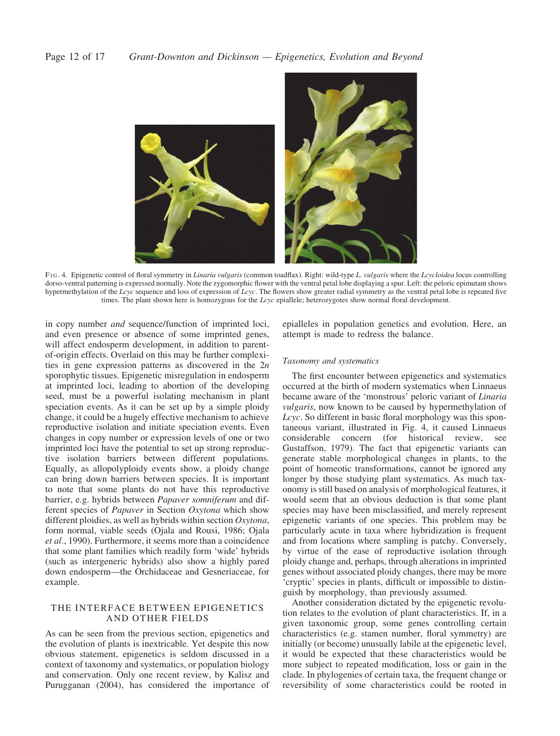FIG. 4. Epigenetic control of floral symmetry in *Linaria vulgaris* (common toadflax). Right: wild-type *L. vulgaris* where the *Lcycloidea* locus controlling dorso-ventral patterning is expressed normally. Note the zygomorphic flower with the ventral petal lobe displaying a spur. Left: the peloric epimutant shows hypermethylation of the *Lcyc* sequence and loss of expression of *Lcyc*. The flowers show greater radial symmetry as the ventral petal lobe is repeated five times. The plant shown here is homozygous for the *Lcyc* epiallele; heterozygotes show normal floral development.

in copy number *and* sequence/function of imprinted loci, and even presence or absence of some imprinted genes, will affect endosperm development, in addition to parent-of-origin effects. Overlaid on this may be further complexities in gene expression patterns as discovered in the $2n$ sporophytic tissues. Epigenetic misregulation in endosperm at imprinted loci, leading to abortion of the developing seed, must be a powerful isolating mechanism in plant speciation events. As it can be set up by a simple ploidy change, it could be a hugely effective mechanism to achieve reproductive isolation and initiate speciation events. Even changes in copy number or expression levels of one or two imprinted loci have the potential to set up strong reproductive isolation barriers between different populations. Equally, as allopolyploidy events show, a ploidy change can bring down barriers between species. It is important to note that some plants do not have this reproductive barrier, e.g. hybrids between *Papaver somniferum* and different species of *Papaver* in Section *Oxytona* which show different ploidies, as well as hybrids within section *Oxytona*, form normal, viable seeds (Ojala and Rousi, 1986; Ojala *et al*., 1990). Furthermore, it seems more than a coincidence that some plant families which readily form 'wide' hybrids (such as intergeneric hybrids) also show a highly pared down endosperm—the Orchidaceae and Gesneriaceae, for example.

## THE INTERFACE BETWEEN EPIGENETICS AND OTHER FIELDS

As can be seen from the previous section, epigenetics and the evolution of plants is inextricable. Yet despite this now obvious statement, epigenetics is seldom discussed in a context of taxonomy and systematics, or population biology and conservation. Only one recent review, by Kalisz and Purugganan (2004), has considered the importance of epialleles in population genetics and evolution. Here, an attempt is made to redress the balance.

### *Taxonomy and systematics*

The first encounter between epigenetics and systematics occurred at the birth of modern systematics when Linnaeus became aware of the 'monstrous' peloric variant of *Linaria vulgaris*, now known to be caused by hypermethylation of *Lcyc*. So different in basic floral morphology was this spontaneous variant, illustrated in Fig. 4, it caused Linnaeus considerable concern (for historical review, see Gustaffson, 1979). The fact that epigenetic variants can generate stable morphological changes in plants, to the point of homeotic transformations, cannot be ignored any longer by those studying plant systematics. As much taxonomy is still based on analysis of morphological features, it would seem that an obvious deduction is that some plant species may have been misclassified, and merely represent epigenetic variants of one species. This problem may be particularly acute in taxa where hybridization is frequent and from locations where sampling is patchy. Conversely, by virtue of the ease of reproductive isolation through ploidy change and, perhaps, through alterations in imprinted genes without associated ploidy changes, there may be more 'cryptic' species in plants, difficult or impossible to distinguish by morphology, than previously assumed.

Another consideration dictated by the epigenetic revolution relates to the evolution of plant characteristics. If, in a given taxonomic group, some genes controlling certain characteristics (e.g. stamen number, floral symmetry) are initially (or become) unusually labile at the epigenetic level, it would be expected that these characteristics would be more subject to repeated modification, loss or gain in the clade. In phylogenies of certain taxa, the frequent change or reversibility of some characteristics could be rooted in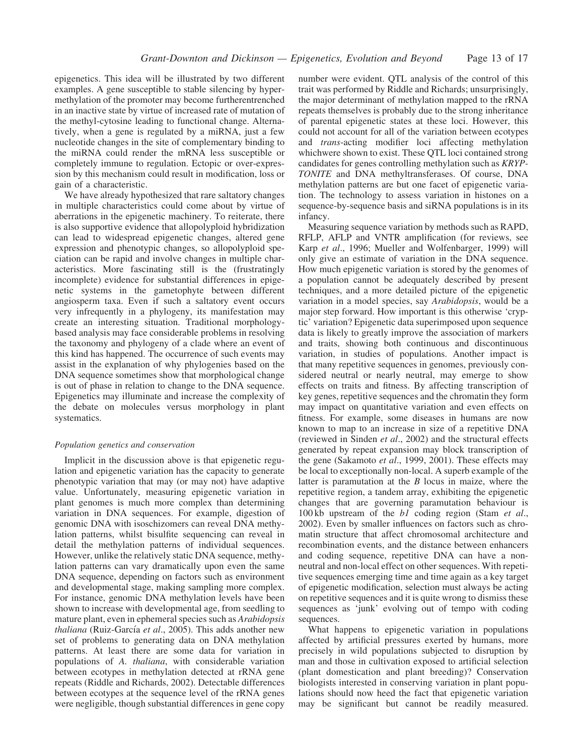epigenetics. This idea will be illustrated by two different examples. A gene susceptible to stable silencing by hypermethylation of the promoter may become furtherentrenched in an inactive state by virtue of increased rate of mutation of the methyl-cytosine leading to functional change. Alternatively, when a gene is regulated by a miRNA, just a few nucleotide changes in the site of complementary binding to the miRNA could render the mRNA less susceptible or completely immune to regulation. Ectopic or over-expression by this mechanism could result in modification, loss or gain of a characteristic.

We have already hypothesized that rare saltatory changes in multiple characteristics could come about by virtue of aberrations in the epigenetic machinery. To reiterate, there is also supportive evidence that allopolyploid hybridization can lead to widespread epigenetic changes, altered gene expression and phenotypic changes, so allopolyploid speciation can be rapid and involve changes in multiple characteristics. More fascinating still is the (frustratingly incomplete) evidence for substantial differences in epigenetic systems in the gametophyte between different angiosperm taxa. Even if such a saltatory event occurs very infrequently in a phylogeny, its manifestation may create an interesting situation. Traditional morphology-based analysis may face considerable problems in resolving the taxonomy and phylogeny of a clade where an event of this kind has happened. The occurrence of such events may assist in the explanation of why phylogenies based on the DNA sequence sometimes show that morphological change is out of phase in relation to change to the DNA sequence. Epigenetics may illuminate and increase the complexity of the debate on molecules versus morphology in plant systematics.

*Population genetics and conservation*

Implicit in the discussion above is that epigenetic regulation and epigenetic variation has the capacity to generate phenotypic variation that may (or may not) have adaptive value. Unfortunately, measuring epigenetic variation in plant genomes is much more complex than determining variation in DNA sequences. For example, digestion of genomic DNA with isoschizomers can reveal DNA methylation patterns, whilst bisulfite sequencing can reveal in detail the methylation patterns of individual sequences. However, unlike the relatively static DNA sequence, methylation patterns can vary dramatically upon even the same DNA sequence, depending on factors such as environment and developmental stage, making sampling more complex. For instance, genomic DNA methylation levels have been shown to increase with developmental age, from seedling to mature plant, even in ephemeral species such as *Arabidopsis thaliana* (Ruiz-García *et al*., 2005). This adds another new set of problems to generating data on DNA methylation patterns. At least there are some data for variation in populations of *A. thaliana*, with considerable variation between ecotypes in methylation detected at rRNA gene repeats (Riddle and Richards, 2002). Detectable differences between ecotypes at the sequence level of the rRNA genes were negligible, though substantial differences in gene copy number were evident. QTL analysis of the control of this trait was performed by Riddle and Richards; unsurprisingly, the major determinant of methylation mapped to the rRNA repeats themselves is probably due to the strong inheritance of parental epigenetic states at these loci. However, this could not account for all of the variation between ecotypes and *trans*-acting modifier loci affecting methylation whichwere shown to exist. These QTL loci contained strong candidates for genes controlling methylation such as *KRYPTONITE* and DNA methyltransferases. Of course, DNA methylation patterns are but one facet of epigenetic variation. The technology to assess variation in histones on a sequence-by-sequence basis and siRNA populations is in its infancy.

Measuring sequence variation by methods such as RAPD, RFLP, AFLP and VNTR amplification (for reviews, see Karp *et al*., 1996; Mueller and Wolfenbarger, 1999) will only give an estimate of variation in the DNA sequence. How much epigenetic variation is stored by the genomes of a population cannot be adequately described by present techniques, and a more detailed picture of the epigenetic variation in a model species, say *Arabidopsis*, would be a major step forward. How important is this otherwise 'cryptic' variation? Epigenetic data superimposed upon sequence data is likely to greatly improve the association of markers and traits, showing both continuous and discontinuous variation, in studies of populations. Another impact is that many repetitive sequences in genomes, previously considered neutral or nearly neutral, may emerge to show effects on traits and fitness. By affecting transcription of key genes, repetitive sequences and the chromatin they form may impact on quantitative variation and even effects on fitness. For example, some diseases in humans are now known to map to an increase in size of a repetitive DNA (reviewed in Sinden *et al*., 2002) and the structural effects generated by repeat expansion may block transcription of the gene (Sakamoto *et al*., 1999, 2001). These effects may be local to exceptionally non-local. A superb example of the latter is paramutation at the *B* locus in maize, where the repetitive region, a tandem array, exhibiting the epigenetic changes that are governing paramutation behaviour is 100 kb upstream of the *b1* coding region (Stam *et al*., 2002). Even by smaller influences on factors such as chromatin structure that affect chromosomal architecture and recombination events, and the distance between enhancers and coding sequence, repetitive DNA can have a non-neutral and non-local effect on other sequences. With repetitive sequences emerging time and time again as a key target of epigenetic modification, selection must always be acting on repetitive sequences and it is quite wrong to dismiss these sequences as 'junk' evolving out of tempo with coding sequences.

What happens to epigenetic variation in populations affected by artificial pressures exerted by humans, more precisely in wild populations subjected to disruption by man and those in cultivation exposed to artificial selection (plant domestication and plant breeding)? Conservation biologists interested in conserving variation in plant populations should now heed the fact that epigenetic variation may be significant but cannot be readily measured.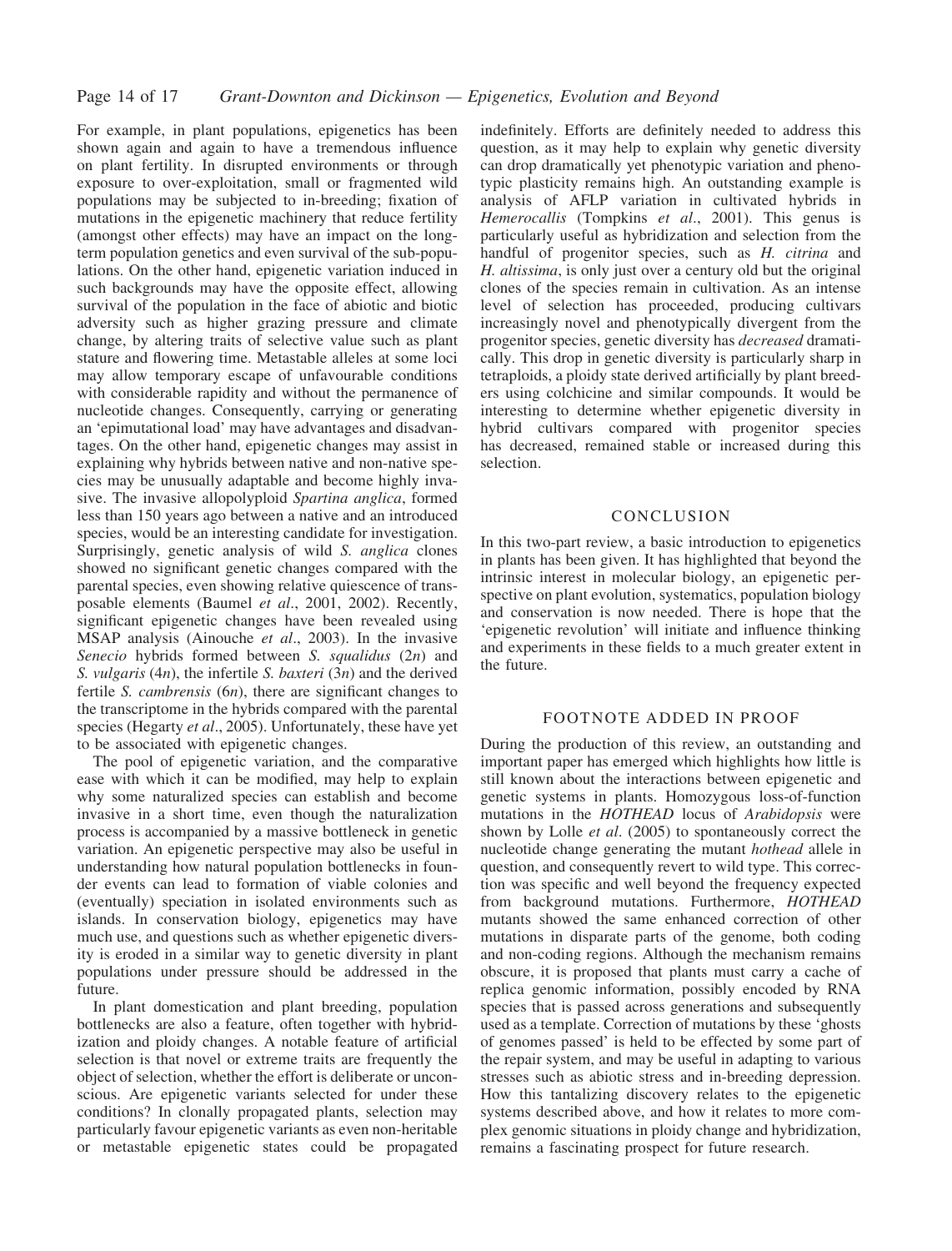For example, in plant populations, epigenetics has been shown again and again to have a tremendous influence on plant fertility. In disrupted environments or through exposure to over-exploitation, small or fragmented wild populations may be subjected to in-breeding; fixation of mutations in the epigenetic machinery that reduce fertility (amongst other effects) may have an impact on the long-term population genetics and even survival of the sub-populations. On the other hand, epigenetic variation induced in such backgrounds may have the opposite effect, allowing survival of the population in the face of abiotic and biotic adversity such as higher grazing pressure and climate change, by altering traits of selective value such as plant stature and flowering time. Metastable alleles at some loci may allow temporary escape of unfavourable conditions with considerable rapidity and without the permanence of nucleotide changes. Consequently, carrying or generating an 'epimutational load' may have advantages and disadvantages. On the other hand, epigenetic changes may assist in explaining why hybrids between native and non-native species may be unusually adaptable and become highly invasive. The invasive allopolyploid *Spartina anglica*, formed less than 150 years ago between a native and an introduced species, would be an interesting candidate for investigation. Surprisingly, genetic analysis of wild *S. anglica* clones showed no significant genetic changes compared with the parental species, even showing relative quiescence of transposable elements (Baumel *et al*., 2001, 2002). Recently, significant epigenetic changes have been revealed using MSAP analysis (Ainouche *et al*., 2003). In the invasive *Senecio* hybrids formed between *S. squalidus* ($2n$) and *S. vulgaris* ($4n$), the infertile *S. baxteri* ($3n$) and the derived fertile *S. cambrensis* ($6n$), there are significant changes to the transcriptome in the hybrids compared with the parental species (Hegarty *et al*., 2005). Unfortunately, these have yet to be associated with epigenetic changes.

The pool of epigenetic variation, and the comparative ease with which it can be modified, may help to explain why some naturalized species can establish and become invasive in a short time, even though the naturalization process is accompanied by a massive bottleneck in genetic variation. An epigenetic perspective may also be useful in understanding how natural population bottlenecks in founder events can lead to formation of viable colonies and (eventually) speciation in isolated environments such as islands. In conservation biology, epigenetics may have much use, and questions such as whether epigenetic diversity is eroded in a similar way to genetic diversity in plant populations under pressure should be addressed in the future.

In plant domestication and plant breeding, population bottlenecks are also a feature, often together with hybridization and ploidy changes. A notable feature of artificial selection is that novel or extreme traits are frequently the object of selection, whether the effort is deliberate or unconscious. Are epigenetic variants selected for under these conditions? In clonally propagated plants, selection may particularly favour epigenetic variants as even non-heritable or metastable epigenetic states could be propagated indefinitely. Efforts are definitely needed to address this question, as it may help to explain why genetic diversity can drop dramatically yet phenotypic variation and phenotypic plasticity remains high. An outstanding example is analysis of AFLP variation in cultivated hybrids in *Hemerocallis* (Tompkins *et al*., 2001). This genus is particularly useful as hybridization and selection from the handful of progenitor species, such as *H. citrina* and *H. altissima*, is only just over a century old but the original clones of the species remain in cultivation. As an intense level of selection has proceeded, producing cultivars increasingly novel and phenotypically divergent from the progenitor species, genetic diversity has *decreased* dramatically. This drop in genetic diversity is particularly sharp in tetraploids, a ploidy state derived artificially by plant breeders using colchicine and similar compounds. It would be interesting to determine whether epigenetic diversity in hybrid cultivars compared with progenitor species has decreased, remained stable or increased during this selection.

## CONCLUSION

In this two-part review, a basic introduction to epigenetics in plants has been given. It has highlighted that beyond the intrinsic interest in molecular biology, an epigenetic perspective on plant evolution, systematics, population biology and conservation is now needed. There is hope that the 'epigenetic revolution' will initiate and influence thinking and experiments in these fields to a much greater extent in the future.

## FOOTNOTE ADDED IN PROOF

During the production of this review, an outstanding and important paper has emerged which highlights how little is still known about the interactions between epigenetic and genetic systems in plants. Homozygous loss-of-function mutations in the *HOTHEAD* locus of *Arabidopsis* were shown by Lolle *et al*. (2005) to spontaneously correct the nucleotide change generating the mutant *hothead* allele in question, and consequently revert to wild type. This correction was specific and well beyond the frequency expected from background mutations. Furthermore, *HOTHEAD* mutants showed the same enhanced correction of other mutations in disparate parts of the genome, both coding and non-coding regions. Although the mechanism remains obscure, it is proposed that plants must carry a cache of replica genomic information, possibly encoded by RNA species that is passed across generations and subsequently used as a template. Correction of mutations by these 'ghosts of genomes passed' is held to be effected by some part of the repair system, and may be useful in adapting to various stresses such as abiotic stress and in-breeding depression. How this tantalizing discovery relates to the epigenetic systems described above, and how it relates to more complex genomic situations in ploidy change and hybridization, remains a fascinating prospect for future research.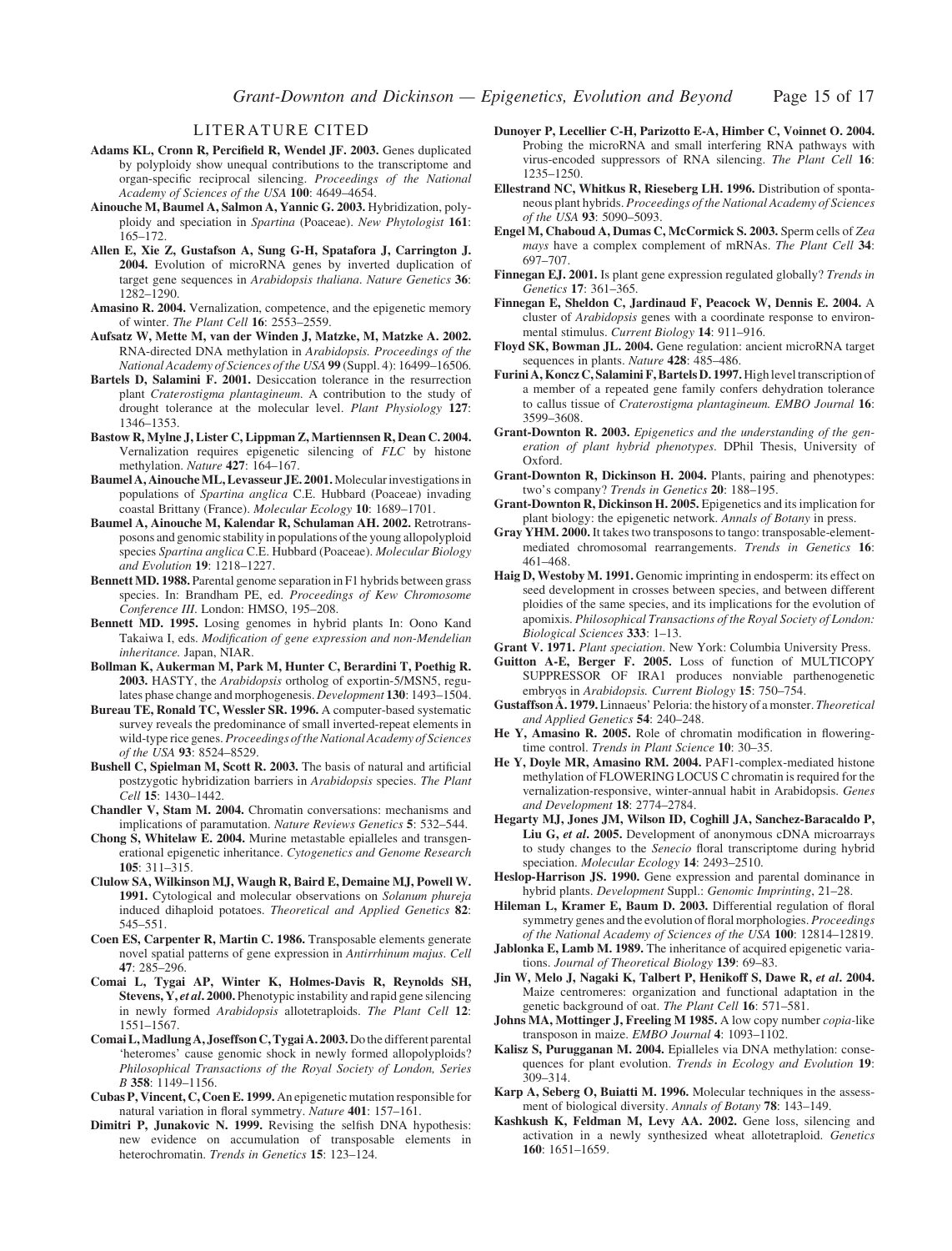## LITERATURE CITED

**Adams KL, Cronn R, Percifield R, Wendel JF. 2003.** Genes duplicated by polyploidy show unequal contributions to the transcriptome and organ-specific reciprocal silencing. *Proceedings of the National Academy of Sciences of the USA* **100**: 4649–4654.

**Ainouche M, Baumel A, Salmon A, Yannic G. 2003.** Hybridization, polyploidy and speciation in *Spartina* (Poaceae). *New Phytologist* **161**: 165–172.

**Allen E, Xie Z, Gustafson A, Sung G-H, Spatafora J, Carrington J. 2004.** Evolution of microRNA genes by inverted duplication of target gene sequences in *Arabidopsis thaliana*. *Nature Genetics* **36**: 1282–1290.

**Amasino R. 2004.** Vernalization, competence, and the epigenetic memory of winter. *The Plant Cell* **16**: 2553–2559.

**Aufsatz W, Mette M, van der Winden J, Matzke, M, Matzke A. 2002.** RNA-directed DNA methylation in *Arabidopsis*. *Proceedings of the National Academy of Sciences of the USA* **99** (Suppl. 4): 16499–16506.

**Bartels D, Salamini F. 2001.** Desiccation tolerance in the resurrection plant *Craterostigma plantagineum*. A contribution to the study of drought tolerance at the molecular level. *Plant Physiology* **127**: 1346–1353.

**Bastow R, Mylne J, Lister C, Lippman Z, Martiennsen R, Dean C. 2004.** Vernalization requires epigenetic silencing of *FLC* by histone methylation. *Nature* **427**: 164–167.

**Baumel A, Ainouche ML, Levasseur JE. 2001.** Molecular investigations in populations of *Spartina anglica* C.E. Hubbard (Poaceae) invading coastal Brittany (France). *Molecular Ecology* **10**: 1689–1701.

**Baumel A, Ainouche M, Kalendar R, Schulaman AH. 2002.** Retrotransposons and genomic stability in populations of the young allopolyploid species *Spartina anglica* C.E. Hubbard (Poaceae). *Molecular Biology and Evolution* **19**: 1218–1227.

**Bennett MD. 1988.** Parental genome separation in F1 hybrids between grass species. In: Brandham PE, ed. *Proceedings of Kew Chromosome Conference III*. London: HMSO, 195–208.

**Bennett MD. 1995.** Losing genomes in hybrid plants In: Oono Kand Takaiwa I, eds. *Modification of gene expression and non-Mendelian inheritance.* Japan, NIAR.

**Bollman K, Aukerman M, Park M, Hunter C, Berardini T, Poethig R. 2003.** HASTY, the *Arabidopsis* ortholog of exportin-5/MSN5, regulates phase change and morphogenesis. *Development* **130**: 1493–1504.

**Bureau TE, Ronald TC, Wessler SR. 1996.** A computer-based systematic survey reveals the predominance of small inverted-repeat elements in wild-type rice genes. *Proceedings of the National Academy of Sciences of the USA* **93**: 8524–8529.

**Bushell C, Spielman M, Scott R. 2003.** The basis of natural and artificial postzygotic hybridization barriers in *Arabidopsis* species. *The Plant Cell* **15**: 1430–1442.

**Chandler V, Stam M. 2004.** Chromatin conversations: mechanisms and implications of paramutation. *Nature Reviews Genetics* **5**: 532–544.

**Chong S, Whitelaw E. 2004.** Murine metastable epialleles and transgenerational epigenetic inheritance. *Cytogenetics and Genome Research* **105**: 311–315.

**Clulow SA, Wilkinson MJ, Waugh R, Baird E, Demaine MJ, Powell W. 1991.** Cytological and molecular observations on *Solanum phureja* induced dihaploid potatoes. *Theoretical and Applied Genetics* **82**: 545–551.

**Coen ES, Carpenter R, Martin C. 1986.** Transposable elements generate novel spatial patterns of gene expression in *Antirrhinum majus*. *Cell* **47**: 285–296.

**Comai L, Tygai AP, Winter K, Holmes-Davis R, Reynolds SH, Stevens, Y, *et al*. 2000.** Phenotypic instability and rapid gene silencing in newly formed *Arabidopsis* allotetraploids. *The Plant Cell* **12**: 1551–1567.

**Comai L, Madlung A, Joseffson C, Tygai A. 2003.** Do the different parental 'heteromes' cause genomic shock in newly formed allopolyploids? *Philosophical Transactions of the Royal Society of London, Series B* **358**: 1149–1156.

**Cubas P, Vincent, C, Coen E. 1999.** An epigenetic mutation responsible for natural variation in floral symmetry. *Nature* **401**: 157–161.

**Dimitri P, Junakovic N. 1999.** Revising the selfish DNA hypothesis: new evidence on accumulation of transposable elements in heterochromatin. *Trends in Genetics* **15**: 123–124.

**Dunoyer P, Lecellier C-H, Parizotto E-A, Himber C, Voinnet O. 2004.** Probing the microRNA and small interfering RNA pathways with virus-encoded suppressors of RNA silencing. *The Plant Cell* **16**: 1235–1250.

**Ellestrand NC, Whitkus R, Rieseberg LH. 1996.** Distribution of spontaneous plant hybrids. *Proceedings of the National Academy of Sciences of the USA* **93**: 5090–5093.

**Engel M, Chaboud A, Dumas C, McCormick S. 2003.** Sperm cells of *Zea mays* have a complex complement of mRNAs. *The Plant Cell* **34**: 697–707.

**Finnegan EJ. 2001.** Is plant gene expression regulated globally? *Trends in Genetics* **17**: 361–365.

**Finnegan E, Sheldon C, Jardinaud F, Peacock W, Dennis E. 2004.** A cluster of *Arabidopsis* genes with a coordinate response to environmental stimulus. *Current Biology* **14**: 911–916.

**Floyd SK, Bowman JL. 2004.** Gene regulation: ancient microRNA target sequences in plants. *Nature* **428**: 485–486.

**Furini A, Koncz C, Salamini F, Bartels D. 1997.** High level transcription of a member of a repeated gene family confers dehydration tolerance to callus tissue of *Craterostigma plantagineum. EMBO Journal* **16**: 3599–3608.

**Grant-Downton R. 2003.** *Epigenetics and the understanding of the generation of plant hybrid phenotypes*. DPhil Thesis, University of Oxford.

**Grant-Downton R, Dickinson H. 2004.** Plants, pairing and phenotypes: two's company? *Trends in Genetics* **20**: 188–195.

**Grant-Downton R, Dickinson H. 2005.** Epigenetics and its implication for plant biology: the epigenetic network. *Annals of Botany* in press.

**Gray YHM. 2000.** It takes two transposons to tango: transposable-element-mediated chromosomal rearrangements. *Trends in Genetics* **16**: 461–468.

**Haig D, Westoby M. 1991.** Genomic imprinting in endosperm: its effect on seed development in crosses between species, and between different ploidies of the same species, and its implications for the evolution of apomixis. *Philosophical Transactions of the Royal Society of London: Biological Sciences* **333**: 1–13.

**Grant V. 1971.** *Plant speciation*. New York: Columbia University Press.

**Guitton A-E, Berger F. 2005.** Loss of function of MULTICOPY SUPPRESSOR OF IRA1 produces nonviable parthenogenetic embryos in *Arabidopsis. Current Biology* **15**: 750–754.

**Gustafsson Å. 1979.** Linnaeus' Peloria: the history of a monster. *Theoretical and Applied Genetics* **54**: 240–248.

**He Y, Amasino R. 2005.** Role of chromatin modification in flowering-time control. *Trends in Plant Science* **10**: 30–35.

**He Y, Doyle MR, Amasino RM. 2004.** PAF1-complex-mediated histone methylation of FLOWERING LOCUS C chromatin is required for the vernalization-responsive, winter-annual habit in Arabidopsis. *Genes and Development* **18**: 2774–2784.

**Hegarty MJ, Jones JM, Wilson ID, Coghill JA, Sanchez-Baracaldo P, Liu G, *et al*. 2005.** Development of anonymous cDNA microarrays to study changes to the *Senecio* floral transcriptome during hybrid speciation. *Molecular Ecology* **14**: 2493–2510.

**Heslop-Harrison JS. 1990.** Gene expression and parental dominance in hybrid plants. *Development* Suppl.: *Genomic Imprinting*, 21–28.

**Hileman L, Kramer E, Baum D. 2003.** Differential regulation of floral symmetry genes and the evolution of floral morphologies. *Proceedings of the National Academy of Sciences of the USA* **100**: 12814–12819.

**Jablonka E, Lamb M. 1989.** The inheritance of acquired epigenetic variations. *Journal of Theoretical Biology* **139**: 69–83.

**Jin W, Melo J, Nagaki K, Talbert P, Henikoff S, Dawe R, *et al*. 2004.** Maize centromeres: organization and functional adaptation in the genetic background of oat. *The Plant Cell* **16**: 571–581.

**Johns MA, Mottinger J, Freeling M 1985.** A low copy number *copia*-like transposon in maize. *EMBO Journal* **4**: 1093–1102.

**Kalisz S, Purugganan M. 2004.** Epialleles via DNA methylation: consequences for plant evolution. *Trends in Ecology and Evolution* **19**: 309–314.

**Karp A, Seberg O, Buiatti M. 1996.** Molecular techniques in the assessment of biological diversity. *Annals of Botany* **78**: 143–149.

**Kashkush K, Feldman M, Levy AA. 2002.** Gene loss, silencing and activation in a newly synthesized wheat allotetraploid. *Genetics* **160**: 1651–1659.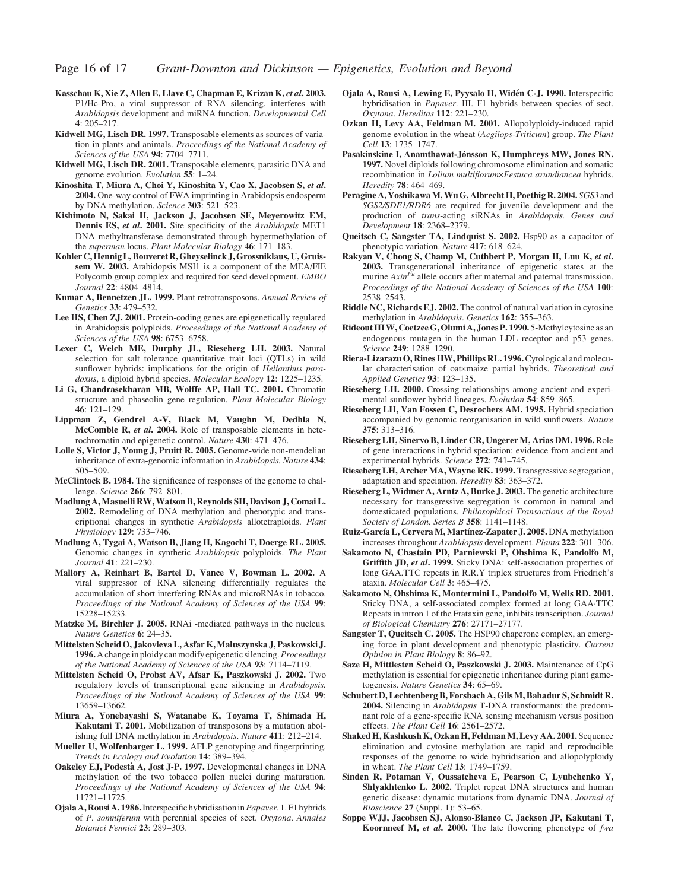**Kasschau K, Xie Z, Allen E, Llave C, Chapman E, Krizan K, *et al*. 2003.** P1/Hc-Pro, a viral suppressor of RNA silencing, interferes with *Arabidopsis* development and miRNA function. *Developmental Cell* **4**: 205–217.

**Kidwell MG, Lisch DR. 1997.** Transposable elements as sources of variation in plants and animals. *Proceedings of the National Academy of Sciences of the USA* **94**: 7704–7711.

**Kidwell MG, Lisch DR. 2001.** Transposable elements, parasitic DNA and genome evolution. *Evolution* **55**: 1–24.

**Kinoshita T, Miura A, Choi Y, Kinoshita Y, Cao X, Jacobsen S, *et al*. 2004.** One-way control of FWA imprinting in Arabidopsis endosperm by DNA methylation. *Science* **303**: 521–523.

**Kishimoto N, Sakai H, Jackson J, Jacobsen SE, Meyerowitz EM, Dennis ES, *et al*. 2001.** Site specificity of the *Arabidopsis* MET1 DNA methyltransferase demonstrated through hypermethylation of the *superman* locus. *Plant Molecular Biology* **46**: 171–183.

**Kohler C, Hennig L, Bouveret R, Gheyselinck J, Grossniklaus, U, Gruissem W. 2003.** Arabidopsis MSI1 is a component of the MEA/FIE Polycomb group complex and required for seed development. *EMBO Journal* **22**: 4804–4814.

**Kumar A, Bennetzen JL. 1999.** Plant retrotransposons. *Annual Review of Genetics* **33**: 479–532.

**Lee HS, Chen ZJ. 2001.** Protein-coding genes are epigenetically regulated in Arabidopsis polyploids. *Proceedings of the National Academy of Sciences of the USA* **98**: 6753–6758.

**Lexer C, Welch ME, Durphy JL, Rieseberg LH. 2003.** Natural selection for salt tolerance quantitative trait loci (QTLs) in wild sunflower hybrids: implications for the origin of *Helianthus paradoxus*, a diploid hybrid species. *Molecular Ecology* **12**: 1225–1235.

**Li G, Chandrasekharan MB, Wolffe AP, Hall TC. 2001.** Chromatin structure and phaseolin gene regulation. *Plant Molecular Biology* **46**: 121–129.

**Lippman Z, Gendrel A-V, Black M, Vaughn M, Dedhla N, McComble R, *et al*. 2004.** Role of transposable elements in heterochromatin and epigenetic control. *Nature* **430**: 471–476.

**Lolle S, Victor J, Young J, Pruitt R. 2005.** Genome-wide non-mendelian inheritance of extra-genomic information in *Arabidopsis. Nature* **434**: 505–509.

**McClintock B. 1984.** The significance of responses of the genome to challenge. *Science* **266**: 792–801.

**Madlung A, Masuelli RW, Watson B, Reynolds SH, Davison J, Comai L. 2002.** Remodeling of DNA methylation and phenotypic and transcriptional changes in synthetic *Arabidopsis* allotetraploids. *Plant Physiology* **129**: 733–746.

**Madlung A, Tygai A, Watson B, Jiang H, Kagochi T, Doerge RL. 2005.** Genomic changes in synthetic *Arabidopsis* polyploids. *The Plant Journal* **41**: 221–230.

**Mallory A, Reinhart B, Bartel D, Vance V, Bowman L. 2002.** A viral suppressor of RNA silencing differentially regulates the accumulation of short interfering RNAs and microRNAs in tobacco. *Proceedings of the National Academy of Sciences of the USA* **99**: 15228–15233.

**Matzke M, Birchler J. 2005.** RNAi -mediated pathways in the nucleus. *Nature Genetics* **6**: 24–35.

**Mittelsten Scheid O, Jakovleva L, Asfar K, Maluszynska J, Paskowski J. 1996.** A change in ploidy can modify epigenetic silencing. *Proceedings of the National Academy of Sciences of the USA* **93**: 7114–7119.

**Mittelsten Scheid O, Probst AV, Afsar K, Paszkowski J. 2002.** Two regulatory levels of transcriptional gene silencing in *Arabidopsis. Proceedings of the National Academy of Sciences of the USA* **99**: 13659–13662.

**Miura A, Yonebayashi S, Watanabe K, Toyama T, Shimada H, Kakutani T. 2001.** Mobilization of transposons by a mutation abolishing full DNA methylation in *Arabidopsis*. *Nature* **411**: 212–214.

**Mueller U, Wolfenbarger L. 1999.** AFLP genotyping and fingerprinting. *Trends in Ecology and Evolution* **14**: 389–394.

**Oakeley EJ, Podestà A, Jost J-P. 1997.** Developmental changes in DNA methylation of the two tobacco pollen nuclei during maturation. *Proceedings of the National Academy of Sciences of the USA* **94**: 11721–11725.

**Ojala A, Rousi A. 1986.** Interspecific hybridisation in *Papaver*. 1. F1 hybrids of *P. somniferum* with perennial species of sect. *Oxytona*. *Annales Botanici Fennici* **23**: 289–303.

**Ojala A, Rousi A, Lewing E, Pyysalo H, Widén C-J. 1990.** Interspecific hybridisation in *Papaver*. III. F1 hybrids between species of sect. *Oxytona*. *Hereditas* **112**: 221–230.

**Ozkan H, Levy AA, Feldman M. 2001.** Allopolyploidy-induced rapid genome evolution in the wheat (*Aegilops-Triticum*) group. *The Plant Cell* **13**: 1735–1747.

**Pasakinskine I, Anamthawat-Jónsson K, Humphreys MW, Jones RN. 1997.** Novel diploids following chromosome elimination and somatic recombination in *Lolium multiflorum*×*Festuca arundiancea* hybrids. *Heredity* **78**: 464–469.

**Peragine A, Yoshikawa M, Wu G, Albrecht H, Poethig R. 2004.** *SGS3* and *SGS2/SDE1/RDR6* are required for juvenile development and the production of *trans*-acting siRNAs in *Arabidopsis. Genes and Development* **18**: 2368–2379.

**Queitsch C, Sangster TA, Lindquist S. 2002.** Hsp90 as a capacitor of phenotypic variation. *Nature* **417**: 618–624.

**Rakyan V, Chong S, Champ M, Cuthbert P, Morgan H, Luu K, *et al*. 2003.** Transgenerational inheritance of epigenetic states at the murine $Axin^{Fu}$ allele occurs after maternal and paternal transmission. *Proceedings of the National Academy of Sciences of the USA* **100**: 2538–2543.

**Riddle NC, Richards EJ. 2002.** The control of natural variation in cytosine methylation in *Arabidopsis*. *Genetics* **162**: 355–363.

**Rideout III W, Coetzee G, Olumi A, Jones P. 1990.** 5-Methylcytosine as an endogenous mutagen in the human LDL receptor and p53 genes. *Science* **249**: 1288–1290.

**Riera-Lizarazu O, Rines HW, Phillips RL. 1996.** Cytological and molecular characterisation of oat×maize partial hybrids. *Theoretical and Applied Genetics* **93**: 123–135.

**Rieseberg LH. 2000.** Crossing relationships among ancient and experimental sunflower hybrid lineages. *Evolution* **54**: 859–865.

**Rieseberg LH, Van Fossen C, Desrochers AM. 1995.** Hybrid speciation accompanied by genomic reorganisation in wild sunflowers. *Nature* **375**: 313–316.

**Rieseberg LH, Sinervo B, Linder CR, Ungerer M, Arias DM. 1996.** Role of gene interactions in hybrid speciation: evidence from ancient and experimental hybrids. *Science* **272**: 741–745.

**Rieseberg LH, Archer MA, Wayne RK. 1999.** Transgressive segregation, adaptation and speciation. *Heredity* **83**: 363–372.

**Rieseberg L, Widmer A, Arntz A, Burke J. 2003.** The genetic architecture necessary for transgressive segregation is common in natural and domesticated populations. *Philosophical Transactions of the Royal Society of London, Series B* **358**: 1141–1148.

**Ruiz-García L, Cervera M, Martínez-Zapater J. 2005.** DNA methylation increases throughout *Arabidopsis* development. *Planta* **222**: 301–306.

**Sakamoto N, Chastain PD, Parniewski P, Ohshima K, Pandolfo M, Griffith JD, *et al*. 1999.** Sticky DNA: self-association properties of long GAA.TTC repeats in R.R.Y triplex structures from Friedrich's ataxia. *Molecular Cell* **3**: 465–475.

**Sakamoto N, Ohshima K, Montermini L, Pandolfo M, Wells RD. 2001.** Sticky DNA, a self-associated complex formed at long GAA·TTC Repeats in intron 1 of the Frataxin gene, inhibits transcription. *Journal of Biological Chemistry* **276**: 27171–27177.

**Sangster T, Queitsch C. 2005.** The HSP90 chaperone complex, an emerging force in plant development and phenotypic plasticity. *Current Opinion in Plant Biology* **8**: 86–92.

**Saze H, Mittlesten Scheid O, Paszkowski J. 2003.** Maintenance of CpG methylation is essential for epigenetic inheritance during plant gametogenesis. *Nature Genetics* **34**: 65–69.

**Schubert D, Lechtenberg B, Forsbach A, Gils M, Bahadur S, Schmidt R. 2004.** Silencing in *Arabidopsis* T-DNA transformants: the predominant role of a gene-specific RNA sensing mechanism versus position effects. *The Plant Cell* **16**: 2561–2572.

**Shaked H, Kashkush K, Ozkan H, Feldman M, Levy AA. 2001.** Sequence elimination and cytosine methylation are rapid and reproducible responses of the genome to wide hybridisation and allopolyploidy in wheat. *The Plant Cell* **13**: 1749–1759.

**Sinden R, Potaman V, Oussatcheva E, Pearson C, Lyubchenko Y, Shlyakhtenko L. 2002.** Triplet repeat DNA structures and human genetic disease: dynamic mutations from dynamic DNA. *Journal of Bioscience* **27** (Suppl. 1): 53–65.

**Soppe WJJ, Jacobsen SJ, Alonso-Blanco C, Jackson JP, Kakutani T, Koornneef M, *et al*. 2000.** The late flowering phenotype of *fwa*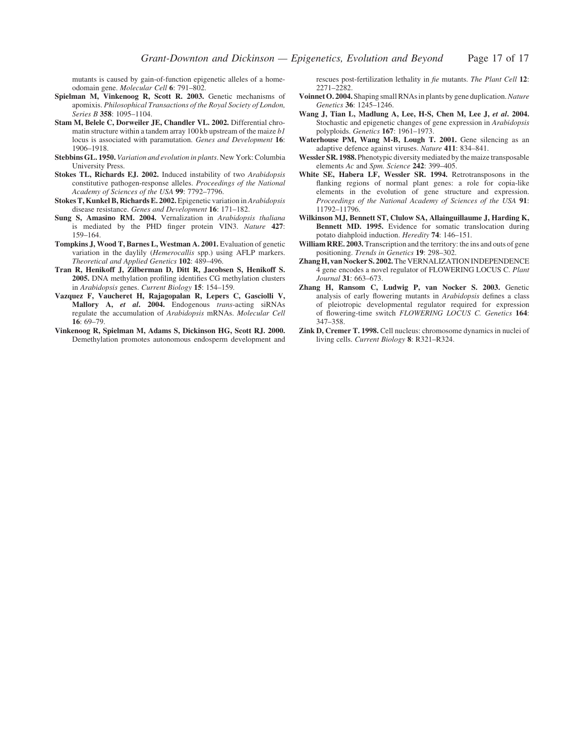mutants is caused by gain-of-function epigenetic alleles of a homeodomain gene. *Molecular Cell* **6**: 791–802.

**Spielman M, Vinkenoog R, Scott R. 2003.** Genetic mechanisms of apomixis. *Philosophical Transactions of the Royal Society of London, Series B* **358**: 1095–1104.

**Stam M, Belele C, Dorweiler JE, Chandler VL. 2002.** Differential chromatin structure within a tandem array 100 kb upstream of the maize *b1* locus is associated with paramutation. *Genes and Development* **16**: 1906–1918.

**Stebbins GL. 1950.** *Variation and evolution in plants*. New York: Columbia University Press.

**Stokes TL, Richards EJ. 2002.** Induced instability of two *Arabidopsis* constitutive pathogen-response alleles. *Proceedings of the National Academy of Sciences of the USA* **99**: 7792–7796.

**Stokes T, Kunkel B, Richards E. 2002.** Epigenetic variation in *Arabidopsis* disease resistance. *Genes and Development* **16**: 171–182.

**Sung S, Amasino RM. 2004.** Vernalization in *Arabidopsis thaliana* is mediated by the PHD finger protein VIN3. *Nature* **427**: 159–164.

**Tompkins J, Wood T, Barnes L, Westman A. 2001.** Evaluation of genetic variation in the daylily (*Hemerocallis* spp.) using AFLP markers. *Theoretical and Applied Genetics* **102**: 489–496.

**Tran R, Henikoff J, Zilberman D, Ditt R, Jacobsen S, Henikoff S. 2005.** DNA methylation profiling identifies CG methylation clusters in *Arabidopsis* genes. *Current Biology* **15**: 154–159.

**Vazquez F, Vaucheret H, Rajagopalan R, Lepers C, Gasciolli V, Mallory A, *et al*. 2004.** Endogenous *trans*-acting siRNAs regulate the accumulation of *Arabidopsis* mRNAs. *Molecular Cell* **16**: 69–79.

**Vinkenoog R, Spielman M, Adams S, Dickinson HG, Scott RJ. 2000.** Demethylation promotes autonomous endosperm development and rescues post-fertilization lethality in *fie* mutants. *The Plant Cell* **12**: 2271–2282.

**Voinnet O. 2004.** Shaping small RNAs in plants by gene duplication. *Nature Genetics* **36**: 1245–1246.

**Wang J, Tian L, Madlung A, Lee, H-S, Chen M, Lee J, *et al*. 2004.** Stochastic and epigenetic changes of gene expression in *Arabidopsis* polyploids. *Genetics* **167**: 1961–1973.

**Waterhouse PM, Wang M-B, Lough T. 2001.** Gene silencing as an adaptive defence against viruses. *Nature* **411**: 834–841.

**Wessler SR. 1988.** Phenotypic diversity mediated by the maize transposable elements *Ac* and *Spm*. *Science* **242**: 399–405.

**White SE, Habera LF, Wessler SR. 1994.** Retrotransposons in the flanking regions of normal plant genes: a role for copia-like elements in the evolution of gene structure and expression. *Proceedings of the National Academy of Sciences of the USA* **91**: 11792–11796.

**Wilkinson MJ, Bennett ST, Clulow SA, Allainguillaume J, Harding K, Bennett MD. 1995.** Evidence for somatic translocation during potato diahploid induction. *Heredity* **74**: 146–151.

**William RRE. 2003.** Transcription and the territory: the ins and outs of gene positioning. *Trends in Genetics* **19**: 298–302.

**Zhang H, van Nocker S. 2002.** The VERNALIZATION INDEPENDENCE 4 gene encodes a novel regulator of FLOWERING LOCUS C. *Plant Journal* **31**: 663–673.

**Zhang H, Ransom C, Ludwig P, van Nocker S. 2003.** Genetic analysis of early flowering mutants in *Arabidopsis* defines a class of pleiotropic developmental regulator required for expression of flowering-time switch *FLOWERING LOCUS C*. *Genetics* **164**: 347–358.

**Zink D, Cremer T. 1998.** Cell nucleus: chromosome dynamics in nuclei of living cells. *Current Biology* **8**: R321–R324.